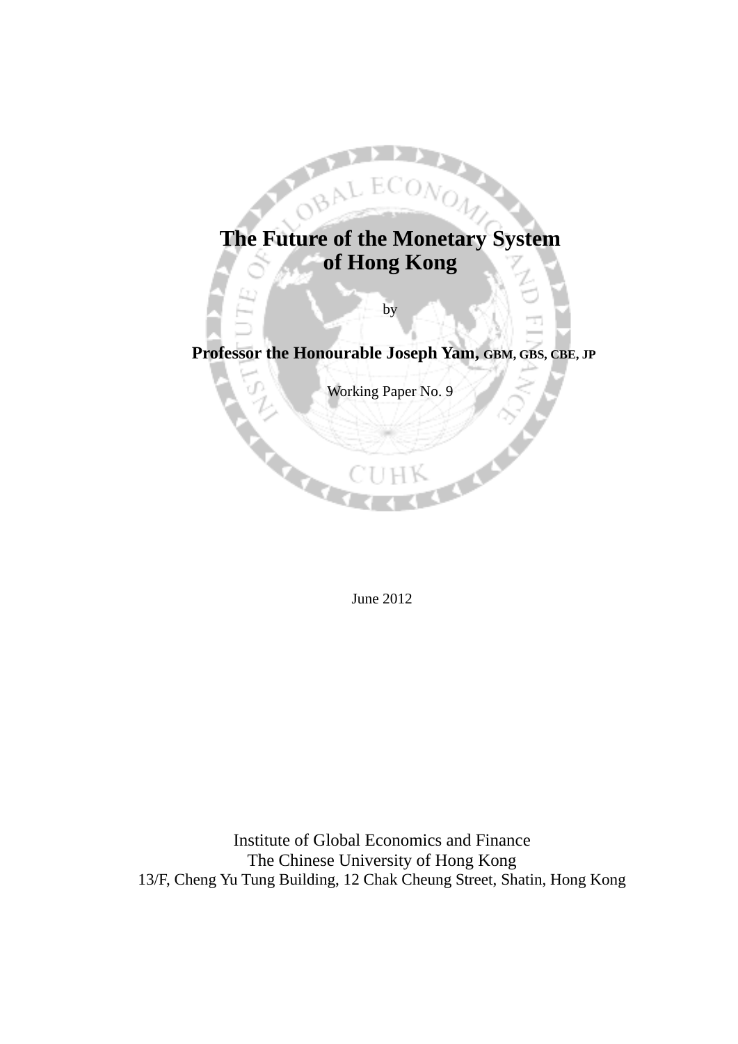# The Future of the Monetary System of Hong Kong

by

**Professor the Honourable Joseph Yam, GBM, GBS, CBE, JP**

Working Paper No. 9

June 2012

Institute of Global Economics and Finance
The Chinese University of Hong Kong
13/F, Cheng Yu Tung Building, 12 Chak Cheung Street, Shatin, Hong Kong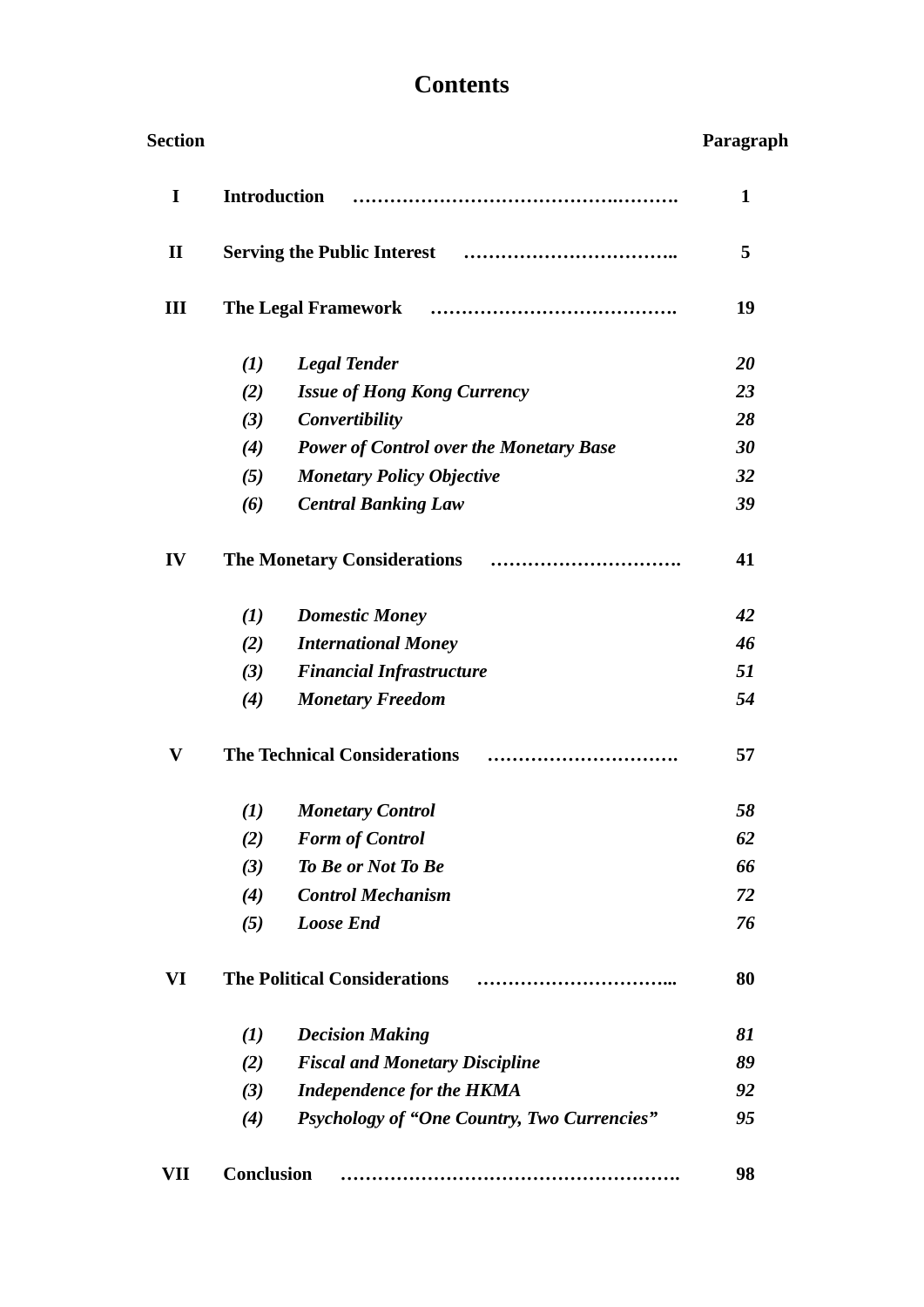# Contents

| Section | | | Paragraph |
|---|---|---|---|
| **I** | **Introduction** | | **1** |
| **II** | **Serving the Public Interest** | | **5** |
| **III** | **The Legal Framework** | | **19** |
| | ***(1)*** | ***Legal Tender*** | ***20*** |
| | ***(2)*** | ***Issue of Hong Kong Currency*** | ***23*** |
| | ***(3)*** | ***Convertibility*** | ***28*** |
| | ***(4)*** | ***Power of Control over the Monetary Base*** | ***30*** |
| | ***(5)*** | ***Monetary Policy Objective*** | ***32*** |
| | ***(6)*** | ***Central Banking Law*** | ***39*** |
| **IV** | **The Monetary Considerations** | | **41** |
| | ***(1)*** | ***Domestic Money*** | ***42*** |
| | ***(2)*** | ***International Money*** | ***46*** |
| | ***(3)*** | ***Financial Infrastructure*** | ***51*** |
| | ***(4)*** | ***Monetary Freedom*** | ***54*** |
| **V** | **The Technical Considerations** | | **57** |
| | ***(1)*** | ***Monetary Control*** | ***58*** |
| | ***(2)*** | ***Form of Control*** | ***62*** |
| | ***(3)*** | ***To Be or Not To Be*** | ***66*** |
| | ***(4)*** | ***Control Mechanism*** | ***72*** |
| | ***(5)*** | ***Loose End*** | ***76*** |
| **VI** | **The Political Considerations** | | **80** |
| | ***(1)*** | ***Decision Making*** | ***81*** |
| | ***(2)*** | ***Fiscal and Monetary Discipline*** | ***89*** |
| | ***(3)*** | ***Independence for the HKMA*** | ***92*** |
| | ***(4)*** | ***Psychology of "One Country, Two Currencies"*** | ***95*** |
| **VII** | **Conclusion** | | **98** |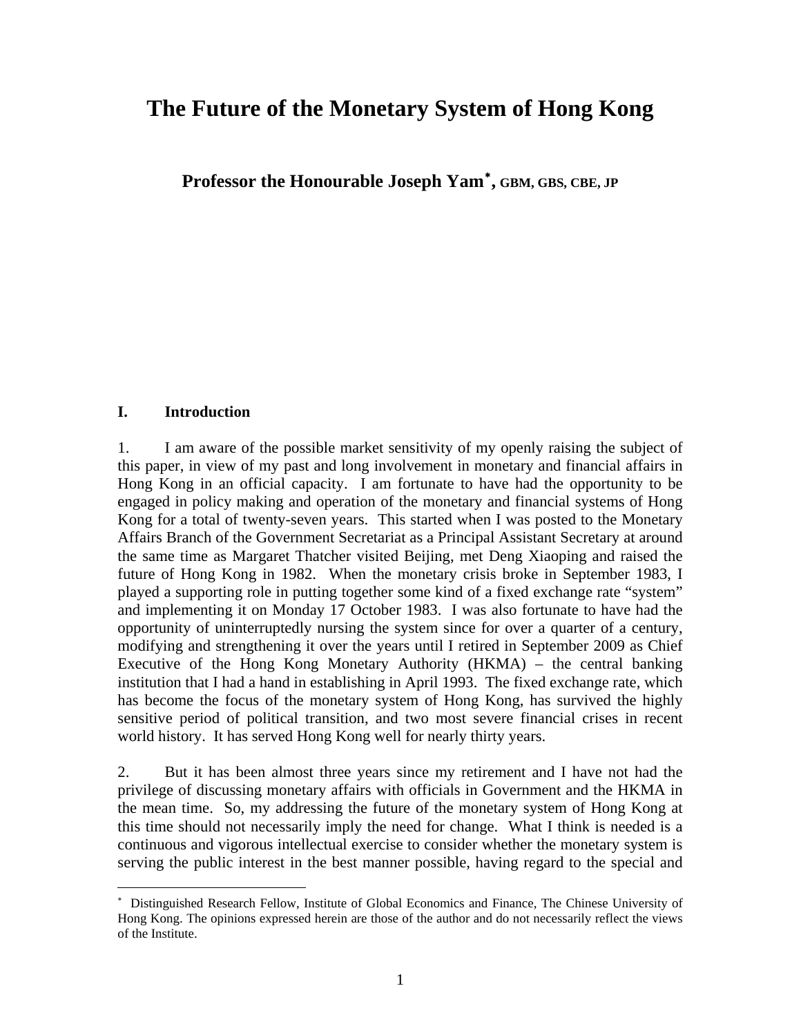# The Future of the Monetary System of Hong Kong

**Professor the Honourable Joseph Yam[*], GBM, GBS, CBE, JP**

## I. Introduction

1. I am aware of the possible market sensitivity of my openly raising the subject of this paper, in view of my past and long involvement in monetary and financial affairs in Hong Kong in an official capacity. I am fortunate to have had the opportunity to be engaged in policy making and operation of the monetary and financial systems of Hong Kong for a total of twenty-seven years. This started when I was posted to the Monetary Affairs Branch of the Government Secretariat as a Principal Assistant Secretary at around the same time as Margaret Thatcher visited Beijing, met Deng Xiaoping and raised the future of Hong Kong in 1982. When the monetary crisis broke in September 1983, I played a supporting role in putting together some kind of a fixed exchange rate "system" and implementing it on Monday 17 October 1983. I was also fortunate to have had the opportunity of uninterruptedly nursing the system since for over a quarter of a century, modifying and strengthening it over the years until I retired in September 2009 as Chief Executive of the Hong Kong Monetary Authority (HKMA) – the central banking institution that I had a hand in establishing in April 1993. The fixed exchange rate, which has become the focus of the monetary system of Hong Kong, has survived the highly sensitive period of political transition, and two most severe financial crises in recent world history. It has served Hong Kong well for nearly thirty years.

2. But it has been almost three years since my retirement and I have not had the privilege of discussing monetary affairs with officials in Government and the HKMA in the mean time. So, my addressing the future of the monetary system of Hong Kong at this time should not necessarily imply the need for change. What I think is needed is a continuous and vigorous intellectual exercise to consider whether the monetary system is serving the public interest in the best manner possible, having regard to the special and

---

[*] Distinguished Research Fellow, Institute of Global Economics and Finance, The Chinese University of Hong Kong. The opinions expressed herein are those of the author and do not necessarily reflect the views of the Institute.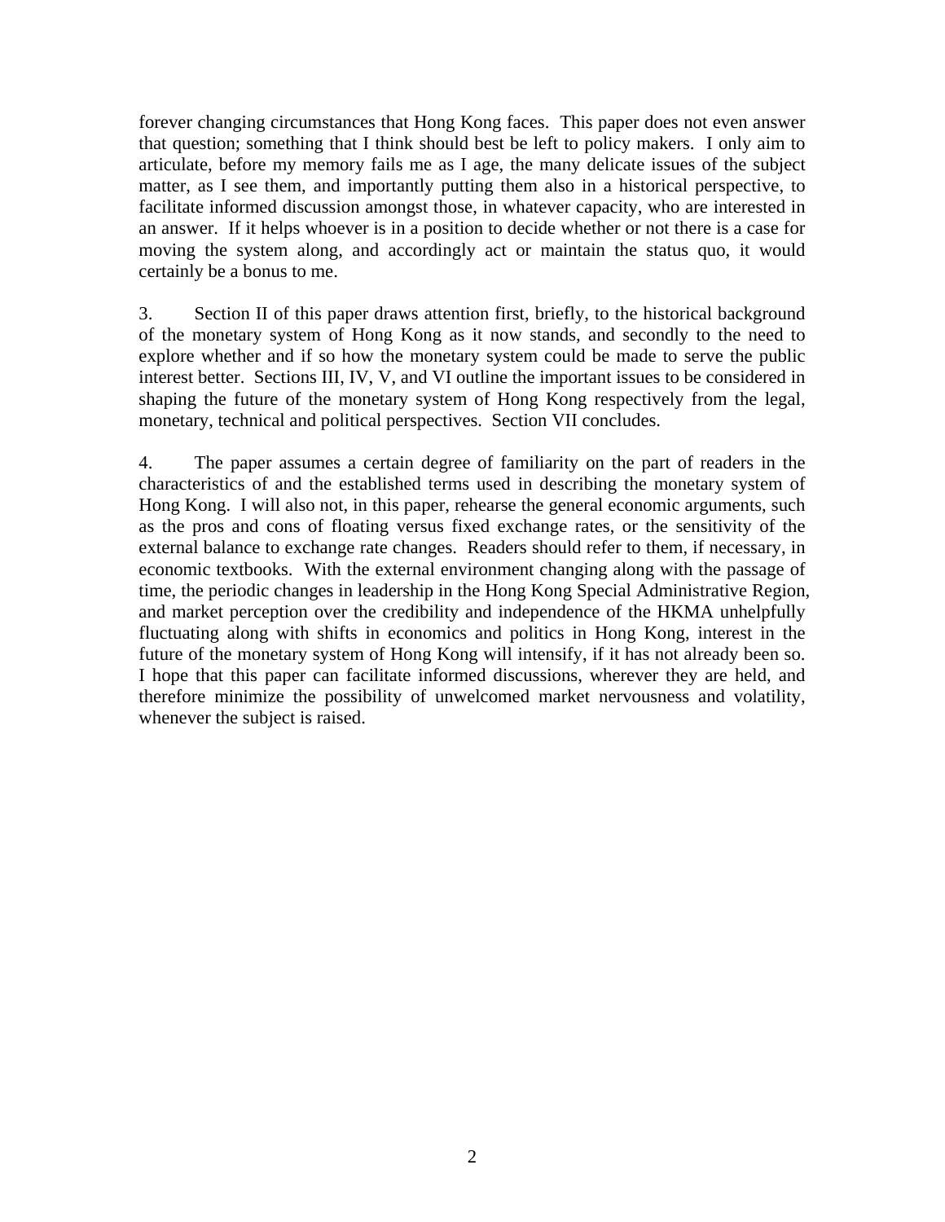forever changing circumstances that Hong Kong faces. This paper does not even answer that question; something that I think should best be left to policy makers. I only aim to articulate, before my memory fails me as I age, the many delicate issues of the subject matter, as I see them, and importantly putting them also in a historical perspective, to facilitate informed discussion amongst those, in whatever capacity, who are interested in an answer. If it helps whoever is in a position to decide whether or not there is a case for moving the system along, and accordingly act or maintain the status quo, it would certainly be a bonus to me.

3. Section II of this paper draws attention first, briefly, to the historical background of the monetary system of Hong Kong as it now stands, and secondly to the need to explore whether and if so how the monetary system could be made to serve the public interest better. Sections III, IV, V, and VI outline the important issues to be considered in shaping the future of the monetary system of Hong Kong respectively from the legal, monetary, technical and political perspectives. Section VII concludes.

4. The paper assumes a certain degree of familiarity on the part of readers in the characteristics of and the established terms used in describing the monetary system of Hong Kong. I will also not, in this paper, rehearse the general economic arguments, such as the pros and cons of floating versus fixed exchange rates, or the sensitivity of the external balance to exchange rate changes. Readers should refer to them, if necessary, in economic textbooks. With the external environment changing along with the passage of time, the periodic changes in leadership in the Hong Kong Special Administrative Region, and market perception over the credibility and independence of the HKMA unhelpfully fluctuating along with shifts in economics and politics in Hong Kong, interest in the future of the monetary system of Hong Kong will intensify, if it has not already been so. I hope that this paper can facilitate informed discussions, wherever they are held, and therefore minimize the possibility of unwelcomed market nervousness and volatility, whenever the subject is raised.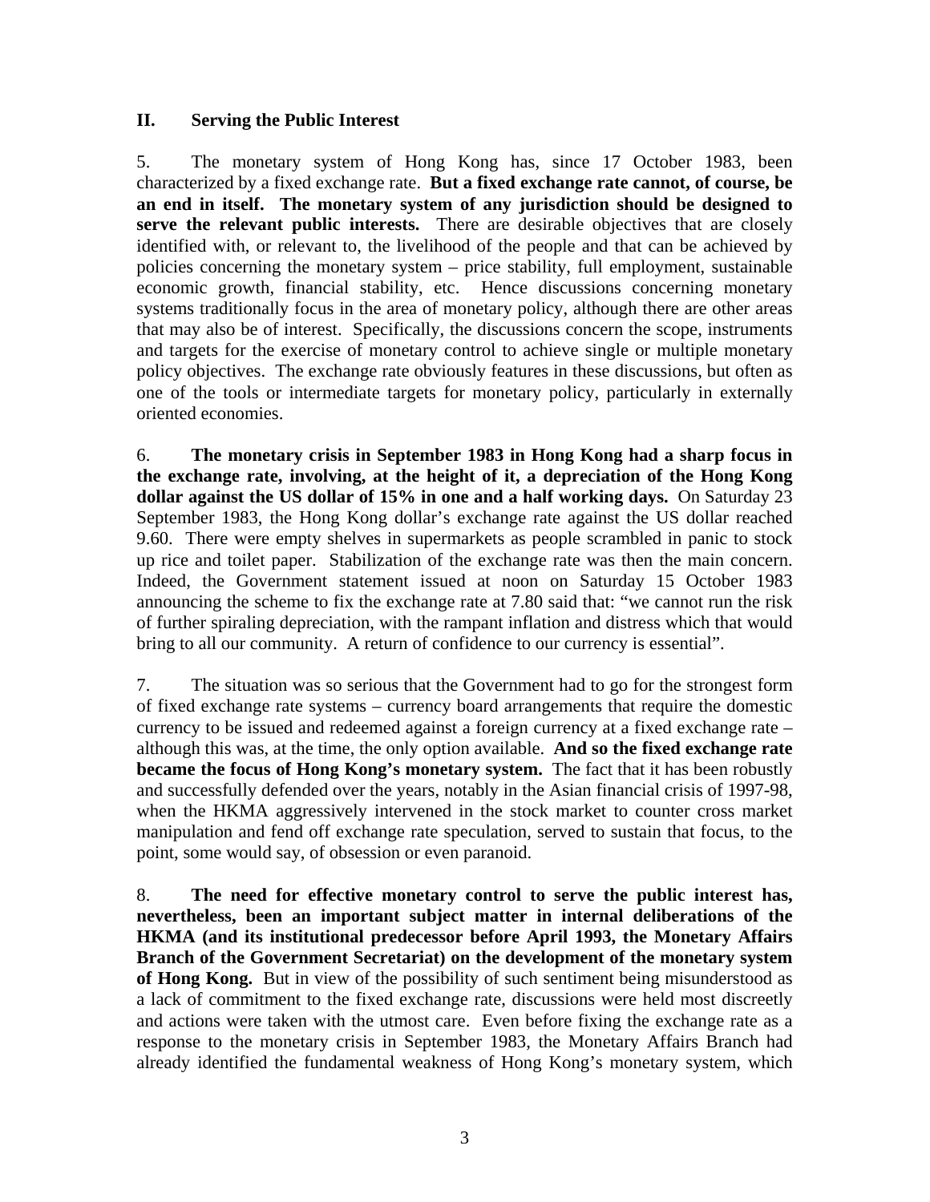## II. Serving the Public Interest

5. The monetary system of Hong Kong has, since 17 October 1983, been characterized by a fixed exchange rate. **But a fixed exchange rate cannot, of course, be an end in itself. The monetary system of any jurisdiction should be designed to serve the relevant public interests.** There are desirable objectives that are closely identified with, or relevant to, the livelihood of the people and that can be achieved by policies concerning the monetary system – price stability, full employment, sustainable economic growth, financial stability, etc. Hence discussions concerning monetary systems traditionally focus in the area of monetary policy, although there are other areas that may also be of interest. Specifically, the discussions concern the scope, instruments and targets for the exercise of monetary control to achieve single or multiple monetary policy objectives. The exchange rate obviously features in these discussions, but often as one of the tools or intermediate targets for monetary policy, particularly in externally oriented economies.

6. **The monetary crisis in September 1983 in Hong Kong had a sharp focus in the exchange rate, involving, at the height of it, a depreciation of the Hong Kong dollar against the US dollar of 15% in one and a half working days.** On Saturday 23 September 1983, the Hong Kong dollar's exchange rate against the US dollar reached 9.60. There were empty shelves in supermarkets as people scrambled in panic to stock up rice and toilet paper. Stabilization of the exchange rate was then the main concern. Indeed, the Government statement issued at noon on Saturday 15 October 1983 announcing the scheme to fix the exchange rate at 7.80 said that: "we cannot run the risk of further spiraling depreciation, with the rampant inflation and distress which that would bring to all our community. A return of confidence to our currency is essential".

7. The situation was so serious that the Government had to go for the strongest form of fixed exchange rate systems – currency board arrangements that require the domestic currency to be issued and redeemed against a foreign currency at a fixed exchange rate – although this was, at the time, the only option available. **And so the fixed exchange rate became the focus of Hong Kong's monetary system.** The fact that it has been robustly and successfully defended over the years, notably in the Asian financial crisis of 1997-98, when the HKMA aggressively intervened in the stock market to counter cross market manipulation and fend off exchange rate speculation, served to sustain that focus, to the point, some would say, of obsession or even paranoid.

8. **The need for effective monetary control to serve the public interest has, nevertheless, been an important subject matter in internal deliberations of the HKMA (and its institutional predecessor before April 1993, the Monetary Affairs Branch of the Government Secretariat) on the development of the monetary system of Hong Kong.** But in view of the possibility of such sentiment being misunderstood as a lack of commitment to the fixed exchange rate, discussions were held most discreetly and actions were taken with the utmost care. Even before fixing the exchange rate as a response to the monetary crisis in September 1983, the Monetary Affairs Branch had already identified the fundamental weakness of Hong Kong's monetary system, which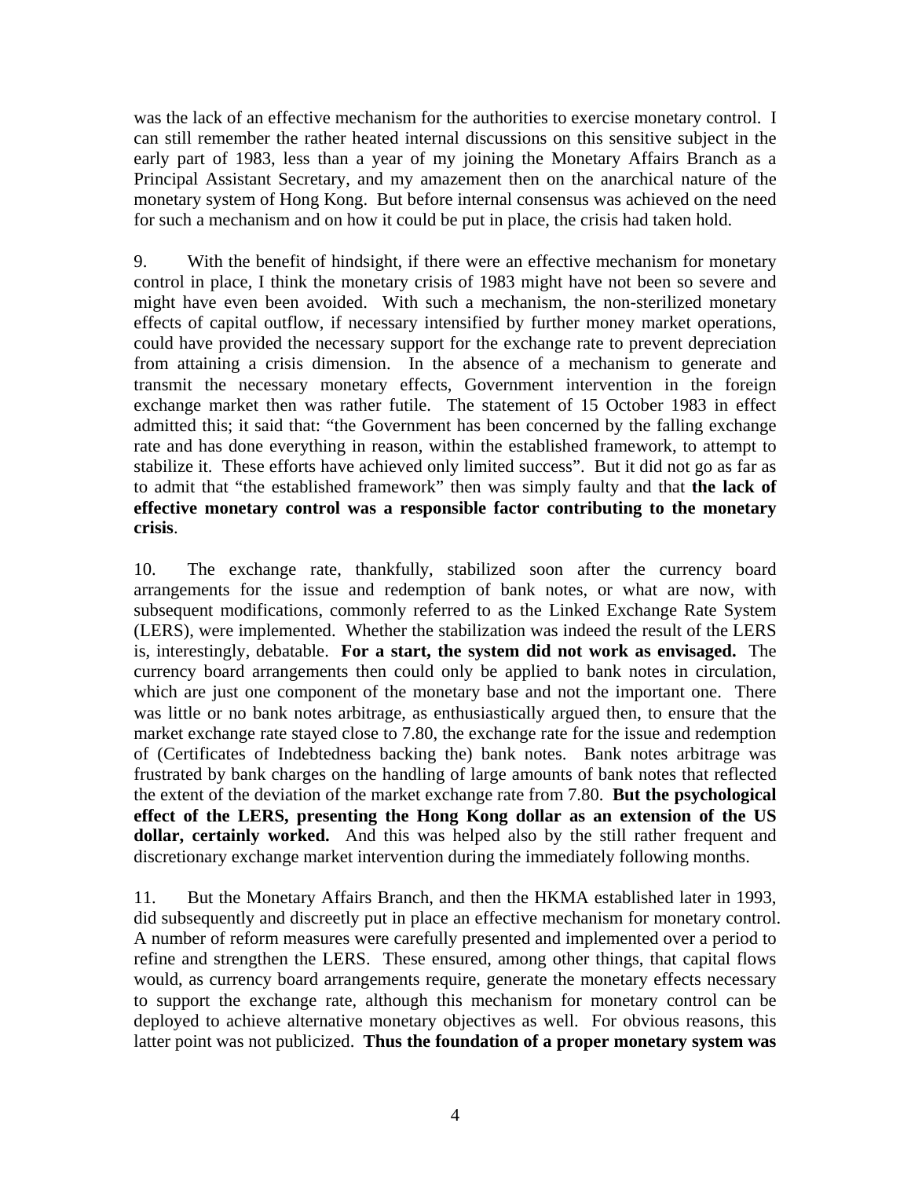was the lack of an effective mechanism for the authorities to exercise monetary control. I can still remember the rather heated internal discussions on this sensitive subject in the early part of 1983, less than a year of my joining the Monetary Affairs Branch as a Principal Assistant Secretary, and my amazement then on the anarchical nature of the monetary system of Hong Kong. But before internal consensus was achieved on the need for such a mechanism and on how it could be put in place, the crisis had taken hold.

9. With the benefit of hindsight, if there were an effective mechanism for monetary control in place, I think the monetary crisis of 1983 might have not been so severe and might have even been avoided. With such a mechanism, the non-sterilized monetary effects of capital outflow, if necessary intensified by further money market operations, could have provided the necessary support for the exchange rate to prevent depreciation from attaining a crisis dimension. In the absence of a mechanism to generate and transmit the necessary monetary effects, Government intervention in the foreign exchange market then was rather futile. The statement of 15 October 1983 in effect admitted this; it said that: "the Government has been concerned by the falling exchange rate and has done everything in reason, within the established framework, to attempt to stabilize it. These efforts have achieved only limited success". But it did not go as far as to admit that "the established framework" then was simply faulty and that **the lack of effective monetary control was a responsible factor contributing to the monetary crisis**.

10. The exchange rate, thankfully, stabilized soon after the currency board arrangements for the issue and redemption of bank notes, or what are now, with subsequent modifications, commonly referred to as the Linked Exchange Rate System (LERS), were implemented. Whether the stabilization was indeed the result of the LERS is, interestingly, debatable. **For a start, the system did not work as envisaged.** The currency board arrangements then could only be applied to bank notes in circulation, which are just one component of the monetary base and not the important one. There was little or no bank notes arbitrage, as enthusiastically argued then, to ensure that the market exchange rate stayed close to 7.80, the exchange rate for the issue and redemption of (Certificates of Indebtedness backing the) bank notes. Bank notes arbitrage was frustrated by bank charges on the handling of large amounts of bank notes that reflected the extent of the deviation of the market exchange rate from 7.80. **But the psychological effect of the LERS, presenting the Hong Kong dollar as an extension of the US dollar, certainly worked.** And this was helped also by the still rather frequent and discretionary exchange market intervention during the immediately following months.

11. But the Monetary Affairs Branch, and then the HKMA established later in 1993, did subsequently and discreetly put in place an effective mechanism for monetary control. A number of reform measures were carefully presented and implemented over a period to refine and strengthen the LERS. These ensured, among other things, that capital flows would, as currency board arrangements require, generate the monetary effects necessary to support the exchange rate, although this mechanism for monetary control can be deployed to achieve alternative monetary objectives as well. For obvious reasons, this latter point was not publicized. **Thus the foundation of a proper monetary system was**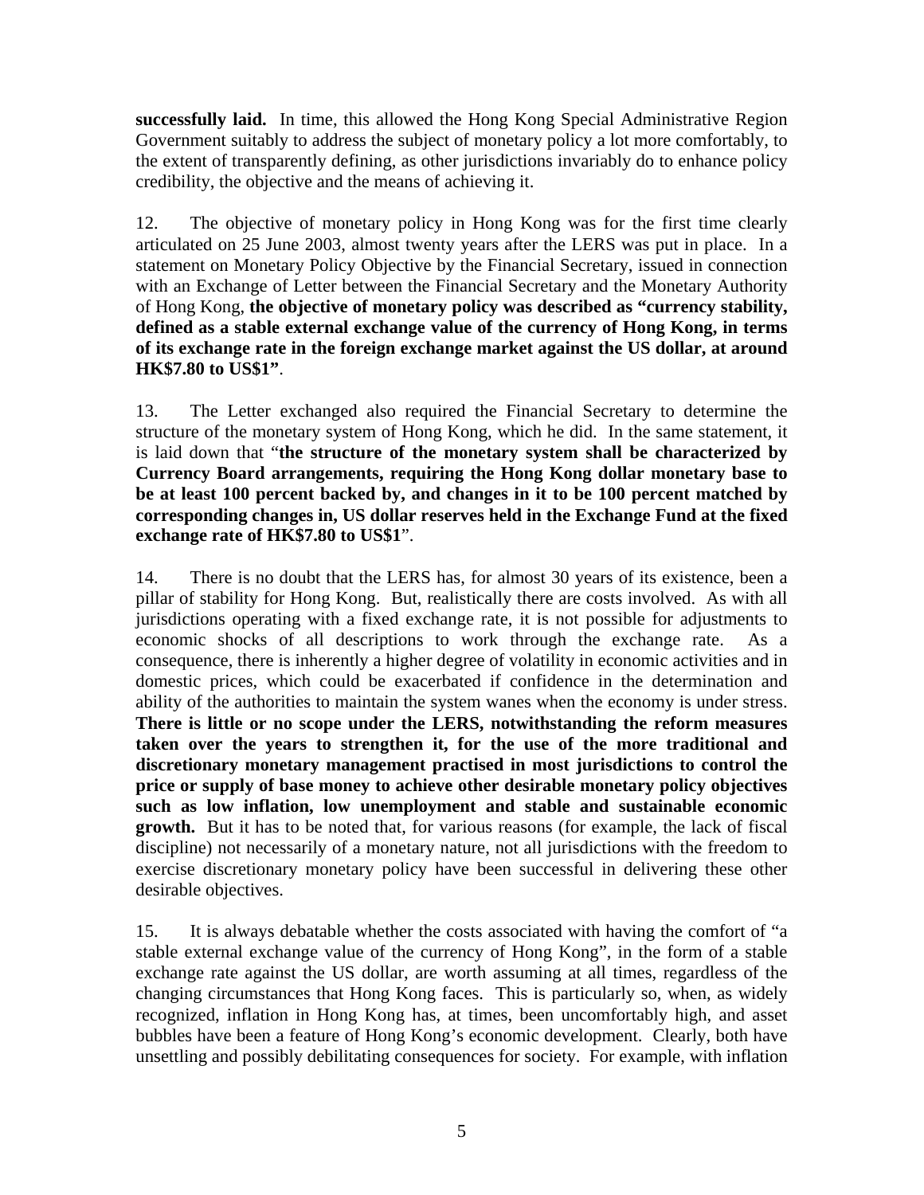**successfully laid.** In time, this allowed the Hong Kong Special Administrative Region Government suitably to address the subject of monetary policy a lot more comfortably, to the extent of transparently defining, as other jurisdictions invariably do to enhance policy credibility, the objective and the means of achieving it.

12. The objective of monetary policy in Hong Kong was for the first time clearly articulated on 25 June 2003, almost twenty years after the LERS was put in place. In a statement on Monetary Policy Objective by the Financial Secretary, issued in connection with an Exchange of Letter between the Financial Secretary and the Monetary Authority of Hong Kong, **the objective of monetary policy was described as "currency stability, defined as a stable external exchange value of the currency of Hong Kong, in terms of its exchange rate in the foreign exchange market against the US dollar, at around HK$7.80 to US$1"**.

13. The Letter exchanged also required the Financial Secretary to determine the structure of the monetary system of Hong Kong, which he did. In the same statement, it is laid down that "**the structure of the monetary system shall be characterized by Currency Board arrangements, requiring the Hong Kong dollar monetary base to be at least 100 percent backed by, and changes in it to be 100 percent matched by corresponding changes in, US dollar reserves held in the Exchange Fund at the fixed exchange rate of HK$7.80 to US$1**".

14. There is no doubt that the LERS has, for almost 30 years of its existence, been a pillar of stability for Hong Kong. But, realistically there are costs involved. As with all jurisdictions operating with a fixed exchange rate, it is not possible for adjustments to economic shocks of all descriptions to work through the exchange rate. As a consequence, there is inherently a higher degree of volatility in economic activities and in domestic prices, which could be exacerbated if confidence in the determination and ability of the authorities to maintain the system wanes when the economy is under stress. **There is little or no scope under the LERS, notwithstanding the reform measures taken over the years to strengthen it, for the use of the more traditional and discretionary monetary management practised in most jurisdictions to control the price or supply of base money to achieve other desirable monetary policy objectives such as low inflation, low unemployment and stable and sustainable economic growth.** But it has to be noted that, for various reasons (for example, the lack of fiscal discipline) not necessarily of a monetary nature, not all jurisdictions with the freedom to exercise discretionary monetary policy have been successful in delivering these other desirable objectives.

15. It is always debatable whether the costs associated with having the comfort of "a stable external exchange value of the currency of Hong Kong", in the form of a stable exchange rate against the US dollar, are worth assuming at all times, regardless of the changing circumstances that Hong Kong faces. This is particularly so, when, as widely recognized, inflation in Hong Kong has, at times, been uncomfortably high, and asset bubbles have been a feature of Hong Kong's economic development. Clearly, both have unsettling and possibly debilitating consequences for society. For example, with inflation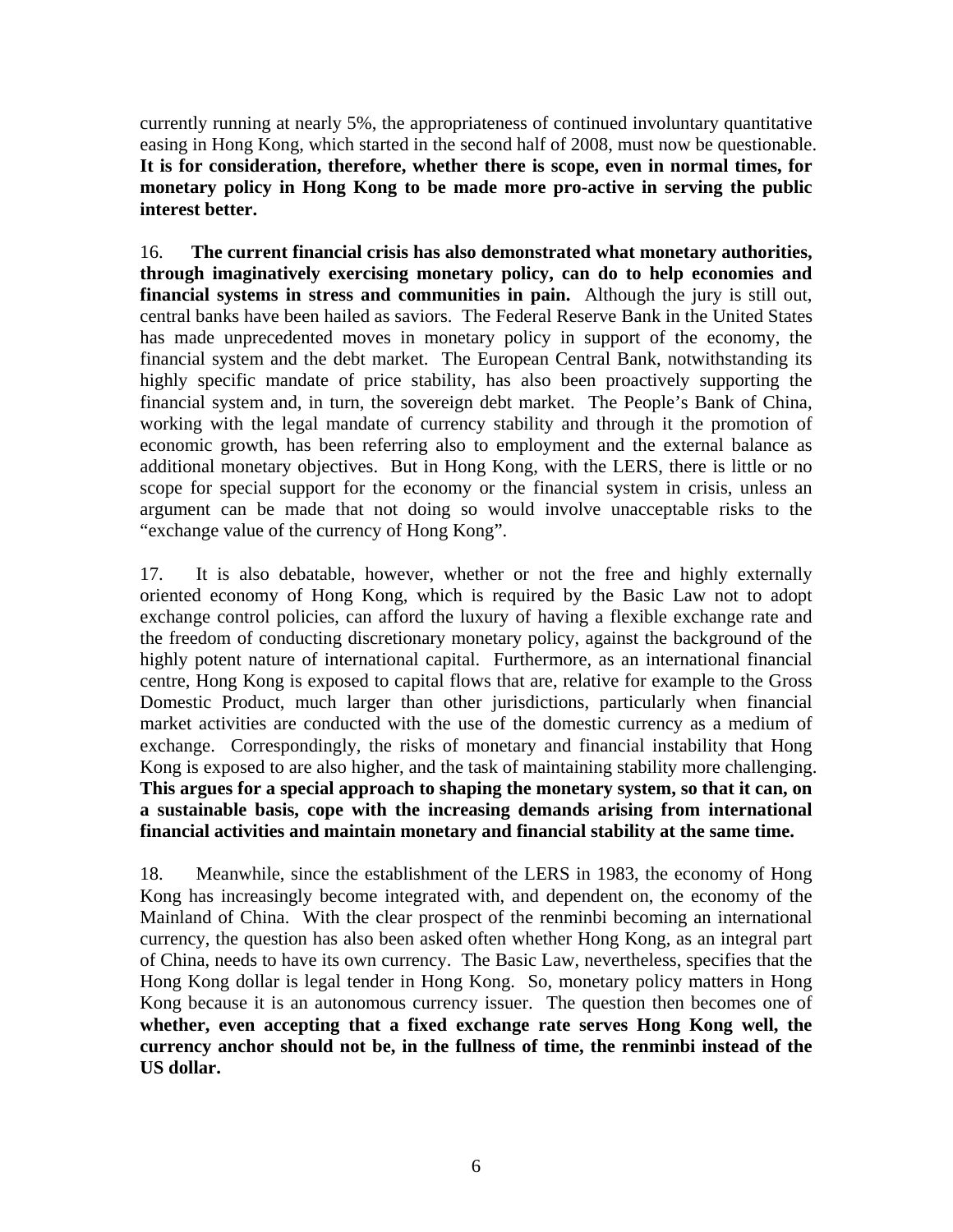currently running at nearly 5%, the appropriateness of continued involuntary quantitative easing in Hong Kong, which started in the second half of 2008, must now be questionable. **It is for consideration, therefore, whether there is scope, even in normal times, for monetary policy in Hong Kong to be made more pro-active in serving the public interest better.**

16. **The current financial crisis has also demonstrated what monetary authorities, through imaginatively exercising monetary policy, can do to help economies and financial systems in stress and communities in pain.** Although the jury is still out, central banks have been hailed as saviors. The Federal Reserve Bank in the United States has made unprecedented moves in monetary policy in support of the economy, the financial system and the debt market. The European Central Bank, notwithstanding its highly specific mandate of price stability, has also been proactively supporting the financial system and, in turn, the sovereign debt market. The People's Bank of China, working with the legal mandate of currency stability and through it the promotion of economic growth, has been referring also to employment and the external balance as additional monetary objectives. But in Hong Kong, with the LERS, there is little or no scope for special support for the economy or the financial system in crisis, unless an argument can be made that not doing so would involve unacceptable risks to the "exchange value of the currency of Hong Kong".

17. It is also debatable, however, whether or not the free and highly externally oriented economy of Hong Kong, which is required by the Basic Law not to adopt exchange control policies, can afford the luxury of having a flexible exchange rate and the freedom of conducting discretionary monetary policy, against the background of the highly potent nature of international capital. Furthermore, as an international financial centre, Hong Kong is exposed to capital flows that are, relative for example to the Gross Domestic Product, much larger than other jurisdictions, particularly when financial market activities are conducted with the use of the domestic currency as a medium of exchange. Correspondingly, the risks of monetary and financial instability that Hong Kong is exposed to are also higher, and the task of maintaining stability more challenging. **This argues for a special approach to shaping the monetary system, so that it can, on a sustainable basis, cope with the increasing demands arising from international financial activities and maintain monetary and financial stability at the same time.**

18. Meanwhile, since the establishment of the LERS in 1983, the economy of Hong Kong has increasingly become integrated with, and dependent on, the economy of the Mainland of China. With the clear prospect of the renminbi becoming an international currency, the question has also been asked often whether Hong Kong, as an integral part of China, needs to have its own currency. The Basic Law, nevertheless, specifies that the Hong Kong dollar is legal tender in Hong Kong. So, monetary policy matters in Hong Kong because it is an autonomous currency issuer. The question then becomes one of **whether, even accepting that a fixed exchange rate serves Hong Kong well, the currency anchor should not be, in the fullness of time, the renminbi instead of the US dollar.**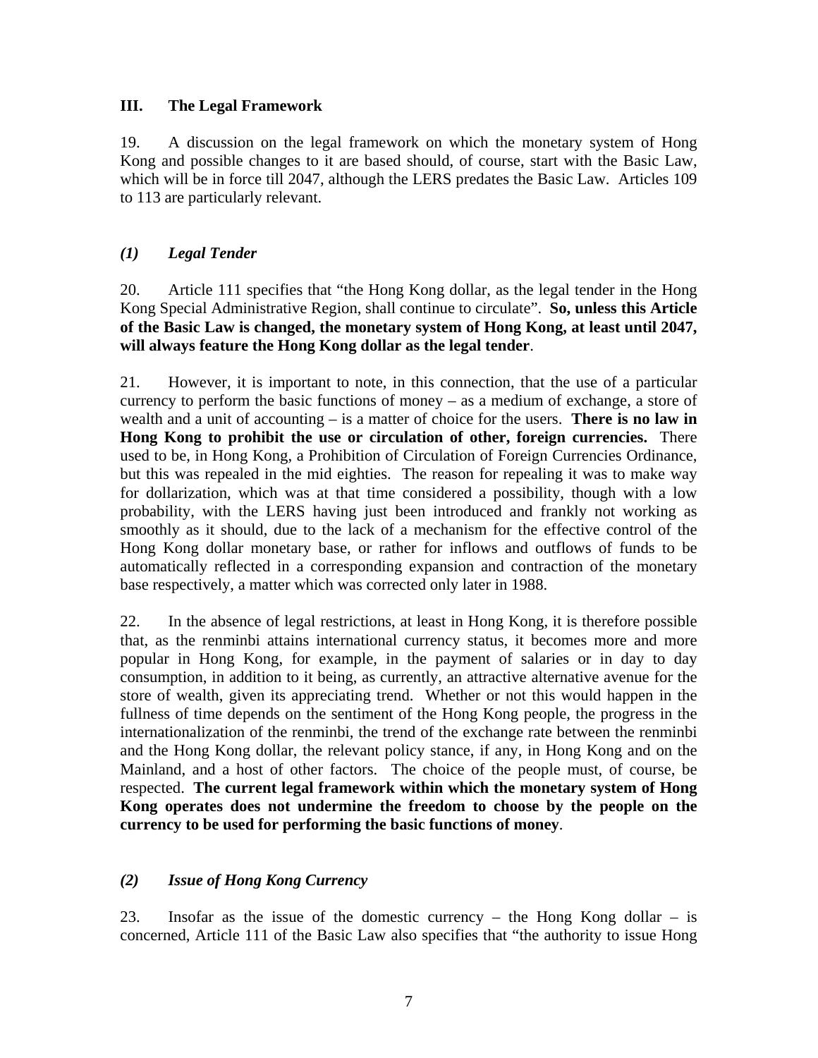## III. The Legal Framework

19. A discussion on the legal framework on which the monetary system of Hong Kong and possible changes to it are based should, of course, start with the Basic Law, which will be in force till 2047, although the LERS predates the Basic Law. Articles 109 to 113 are particularly relevant.

### *(1) Legal Tender*

20. Article 111 specifies that "the Hong Kong dollar, as the legal tender in the Hong Kong Special Administrative Region, shall continue to circulate". **So, unless this Article of the Basic Law is changed, the monetary system of Hong Kong, at least until 2047, will always feature the Hong Kong dollar as the legal tender**.

21. However, it is important to note, in this connection, that the use of a particular currency to perform the basic functions of money – as a medium of exchange, a store of wealth and a unit of accounting – is a matter of choice for the users. **There is no law in Hong Kong to prohibit the use or circulation of other, foreign currencies.** There used to be, in Hong Kong, a Prohibition of Circulation of Foreign Currencies Ordinance, but this was repealed in the mid eighties. The reason for repealing it was to make way for dollarization, which was at that time considered a possibility, though with a low probability, with the LERS having just been introduced and frankly not working as smoothly as it should, due to the lack of a mechanism for the effective control of the Hong Kong dollar monetary base, or rather for inflows and outflows of funds to be automatically reflected in a corresponding expansion and contraction of the monetary base respectively, a matter which was corrected only later in 1988.

22. In the absence of legal restrictions, at least in Hong Kong, it is therefore possible that, as the renminbi attains international currency status, it becomes more and more popular in Hong Kong, for example, in the payment of salaries or in day to day consumption, in addition to it being, as currently, an attractive alternative avenue for the store of wealth, given its appreciating trend. Whether or not this would happen in the fullness of time depends on the sentiment of the Hong Kong people, the progress in the internationalization of the renminbi, the trend of the exchange rate between the renminbi and the Hong Kong dollar, the relevant policy stance, if any, in Hong Kong and on the Mainland, and a host of other factors. The choice of the people must, of course, be respected. **The current legal framework within which the monetary system of Hong Kong operates does not undermine the freedom to choose by the people on the currency to be used for performing the basic functions of money**.

### *(2) Issue of Hong Kong Currency*

23. Insofar as the issue of the domestic currency – the Hong Kong dollar – is concerned, Article 111 of the Basic Law also specifies that "the authority to issue Hong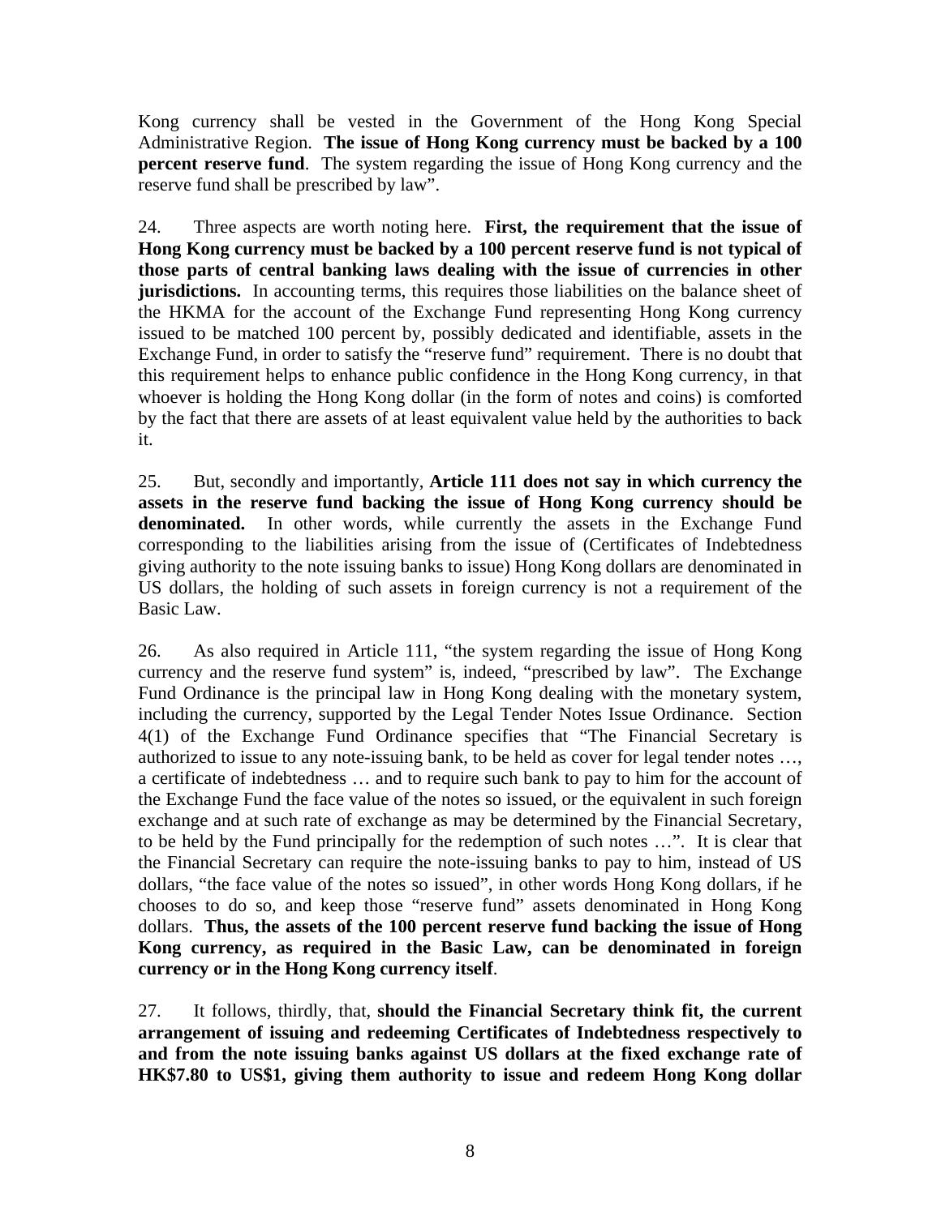Kong currency shall be vested in the Government of the Hong Kong Special Administrative Region. **The issue of Hong Kong currency must be backed by a 100 percent reserve fund**. The system regarding the issue of Hong Kong currency and the reserve fund shall be prescribed by law".

24. Three aspects are worth noting here. **First, the requirement that the issue of Hong Kong currency must be backed by a 100 percent reserve fund is not typical of those parts of central banking laws dealing with the issue of currencies in other jurisdictions.** In accounting terms, this requires those liabilities on the balance sheet of the HKMA for the account of the Exchange Fund representing Hong Kong currency issued to be matched 100 percent by, possibly dedicated and identifiable, assets in the Exchange Fund, in order to satisfy the "reserve fund" requirement. There is no doubt that this requirement helps to enhance public confidence in the Hong Kong currency, in that whoever is holding the Hong Kong dollar (in the form of notes and coins) is comforted by the fact that there are assets of at least equivalent value held by the authorities to back it.

25. But, secondly and importantly, **Article 111 does not say in which currency the assets in the reserve fund backing the issue of Hong Kong currency should be denominated.** In other words, while currently the assets in the Exchange Fund corresponding to the liabilities arising from the issue of (Certificates of Indebtedness giving authority to the note issuing banks to issue) Hong Kong dollars are denominated in US dollars, the holding of such assets in foreign currency is not a requirement of the Basic Law.

26. As also required in Article 111, "the system regarding the issue of Hong Kong currency and the reserve fund system" is, indeed, "prescribed by law". The Exchange Fund Ordinance is the principal law in Hong Kong dealing with the monetary system, including the currency, supported by the Legal Tender Notes Issue Ordinance. Section 4(1) of the Exchange Fund Ordinance specifies that "The Financial Secretary is authorized to issue to any note-issuing bank, to be held as cover for legal tender notes …, a certificate of indebtedness … and to require such bank to pay to him for the account of the Exchange Fund the face value of the notes so issued, or the equivalent in such foreign exchange and at such rate of exchange as may be determined by the Financial Secretary, to be held by the Fund principally for the redemption of such notes …". It is clear that the Financial Secretary can require the note-issuing banks to pay to him, instead of US dollars, "the face value of the notes so issued", in other words Hong Kong dollars, if he chooses to do so, and keep those "reserve fund" assets denominated in Hong Kong dollars. **Thus, the assets of the 100 percent reserve fund backing the issue of Hong Kong currency, as required in the Basic Law, can be denominated in foreign currency or in the Hong Kong currency itself**.

27. It follows, thirdly, that, **should the Financial Secretary think fit, the current arrangement of issuing and redeeming Certificates of Indebtedness respectively to and from the note issuing banks against US dollars at the fixed exchange rate of HK$7.80 to US$1, giving them authority to issue and redeem Hong Kong dollar**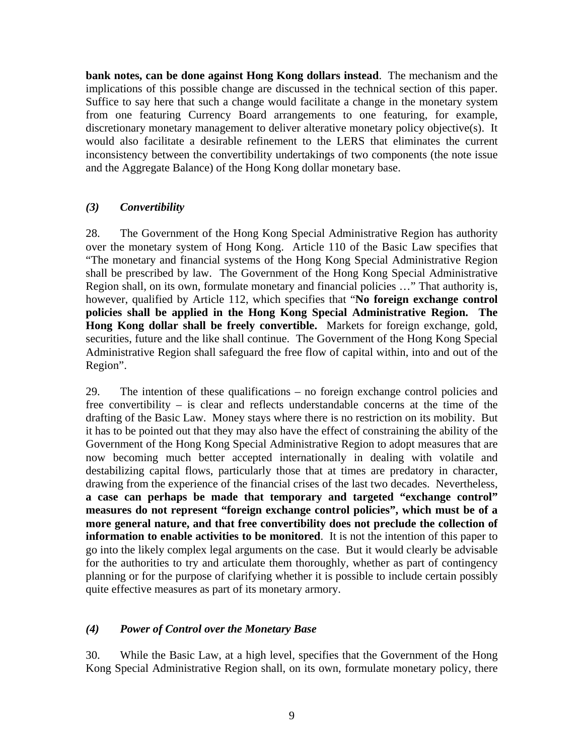**bank notes, can be done against Hong Kong dollars instead**. The mechanism and the implications of this possible change are discussed in the technical section of this paper. Suffice to say here that such a change would facilitate a change in the monetary system from one featuring Currency Board arrangements to one featuring, for example, discretionary monetary management to deliver alterative monetary policy objective(s). It would also facilitate a desirable refinement to the LERS that eliminates the current inconsistency between the convertibility undertakings of two components (the note issue and the Aggregate Balance) of the Hong Kong dollar monetary base.

### *(3) Convertibility*

28. The Government of the Hong Kong Special Administrative Region has authority over the monetary system of Hong Kong. Article 110 of the Basic Law specifies that "The monetary and financial systems of the Hong Kong Special Administrative Region shall be prescribed by law. The Government of the Hong Kong Special Administrative Region shall, on its own, formulate monetary and financial policies …" That authority is, however, qualified by Article 112, which specifies that "**No foreign exchange control policies shall be applied in the Hong Kong Special Administrative Region. The Hong Kong dollar shall be freely convertible.** Markets for foreign exchange, gold, securities, future and the like shall continue. The Government of the Hong Kong Special Administrative Region shall safeguard the free flow of capital within, into and out of the Region".

29. The intention of these qualifications – no foreign exchange control policies and free convertibility – is clear and reflects understandable concerns at the time of the drafting of the Basic Law. Money stays where there is no restriction on its mobility. But it has to be pointed out that they may also have the effect of constraining the ability of the Government of the Hong Kong Special Administrative Region to adopt measures that are now becoming much better accepted internationally in dealing with volatile and destabilizing capital flows, particularly those that at times are predatory in character, drawing from the experience of the financial crises of the last two decades. Nevertheless, **a case can perhaps be made that temporary and targeted "exchange control" measures do not represent "foreign exchange control policies", which must be of a more general nature, and that free convertibility does not preclude the collection of information to enable activities to be monitored**. It is not the intention of this paper to go into the likely complex legal arguments on the case. But it would clearly be advisable for the authorities to try and articulate them thoroughly, whether as part of contingency planning or for the purpose of clarifying whether it is possible to include certain possibly quite effective measures as part of its monetary armory.

### *(4) Power of Control over the Monetary Base*

30. While the Basic Law, at a high level, specifies that the Government of the Hong Kong Special Administrative Region shall, on its own, formulate monetary policy, there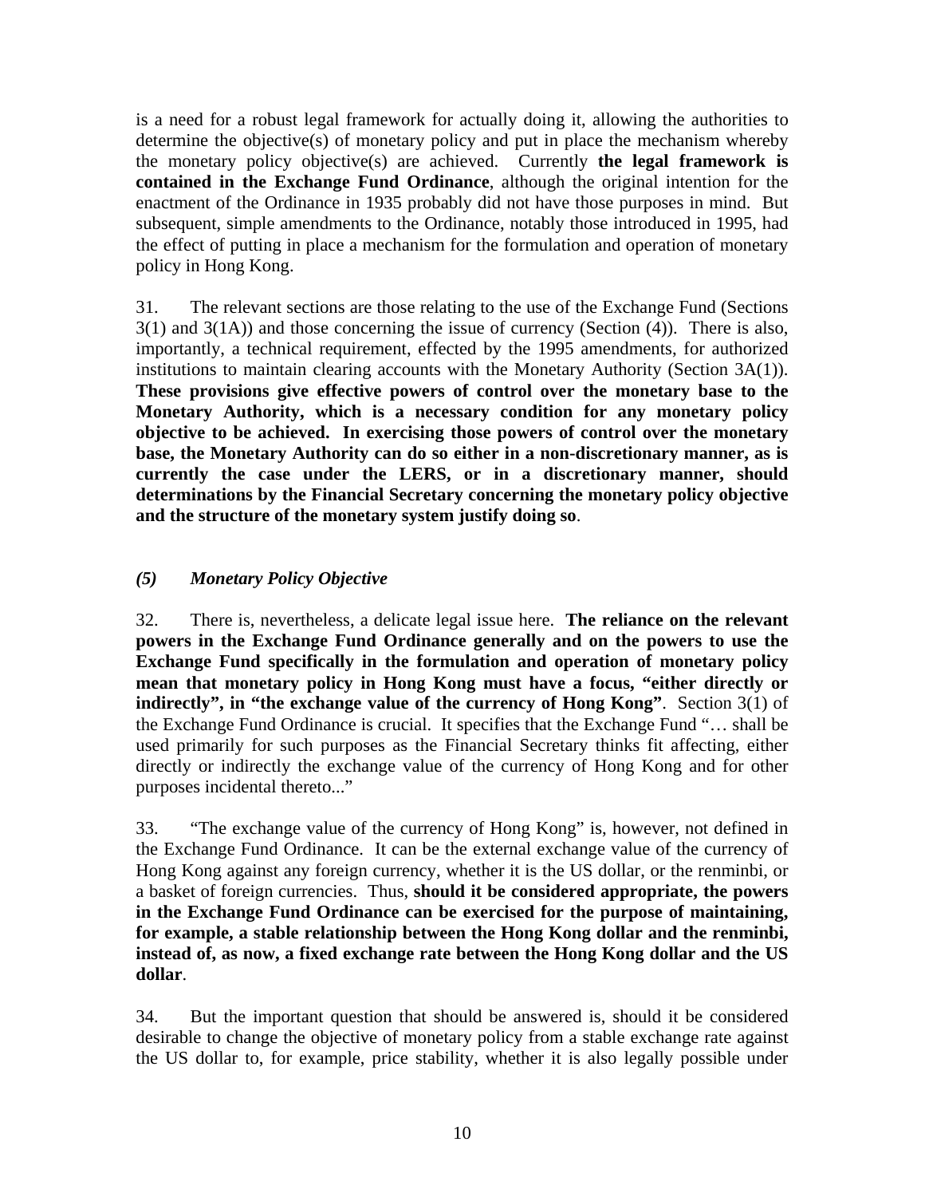is a need for a robust legal framework for actually doing it, allowing the authorities to determine the objective(s) of monetary policy and put in place the mechanism whereby the monetary policy objective(s) are achieved. Currently **the legal framework is contained in the Exchange Fund Ordinance**, although the original intention for the enactment of the Ordinance in 1935 probably did not have those purposes in mind. But subsequent, simple amendments to the Ordinance, notably those introduced in 1995, had the effect of putting in place a mechanism for the formulation and operation of monetary policy in Hong Kong.

31. The relevant sections are those relating to the use of the Exchange Fund (Sections 3(1) and 3(1A)) and those concerning the issue of currency (Section (4)). There is also, importantly, a technical requirement, effected by the 1995 amendments, for authorized institutions to maintain clearing accounts with the Monetary Authority (Section 3A(1)). **These provisions give effective powers of control over the monetary base to the Monetary Authority, which is a necessary condition for any monetary policy objective to be achieved. In exercising those powers of control over the monetary base, the Monetary Authority can do so either in a non-discretionary manner, as is currently the case under the LERS, or in a discretionary manner, should determinations by the Financial Secretary concerning the monetary policy objective and the structure of the monetary system justify doing so**.

### *(5) Monetary Policy Objective*

32. There is, nevertheless, a delicate legal issue here. **The reliance on the relevant powers in the Exchange Fund Ordinance generally and on the powers to use the Exchange Fund specifically in the formulation and operation of monetary policy mean that monetary policy in Hong Kong must have a focus, "either directly or indirectly", in "the exchange value of the currency of Hong Kong"**. Section 3(1) of the Exchange Fund Ordinance is crucial. It specifies that the Exchange Fund "… shall be used primarily for such purposes as the Financial Secretary thinks fit affecting, either directly or indirectly the exchange value of the currency of Hong Kong and for other purposes incidental thereto..."

33. "The exchange value of the currency of Hong Kong" is, however, not defined in the Exchange Fund Ordinance. It can be the external exchange value of the currency of Hong Kong against any foreign currency, whether it is the US dollar, or the renminbi, or a basket of foreign currencies. Thus, **should it be considered appropriate, the powers in the Exchange Fund Ordinance can be exercised for the purpose of maintaining, for example, a stable relationship between the Hong Kong dollar and the renminbi, instead of, as now, a fixed exchange rate between the Hong Kong dollar and the US dollar**.

34. But the important question that should be answered is, should it be considered desirable to change the objective of monetary policy from a stable exchange rate against the US dollar to, for example, price stability, whether it is also legally possible under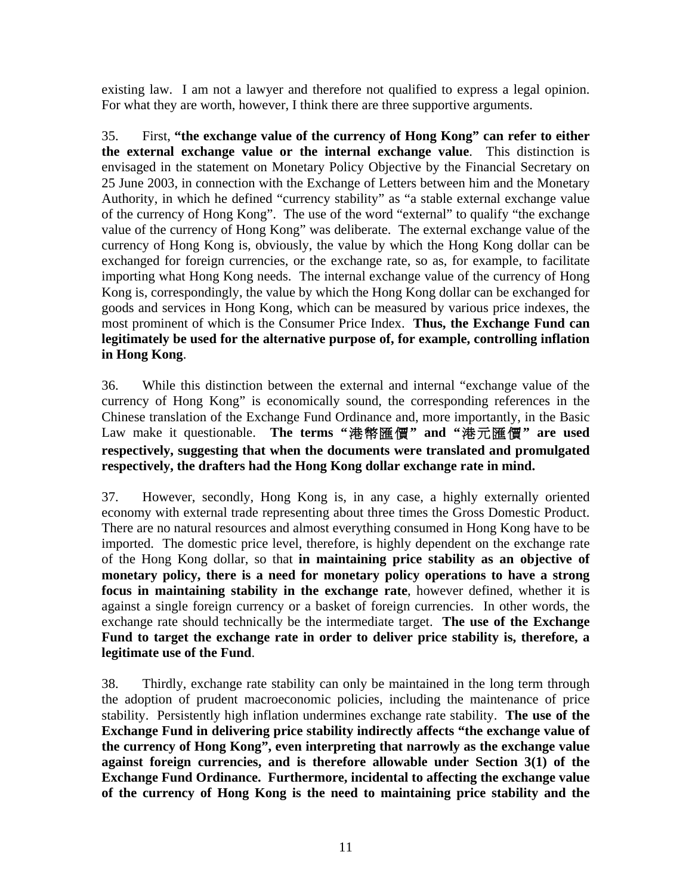existing law. I am not a lawyer and therefore not qualified to express a legal opinion. For what they are worth, however, I think there are three supportive arguments.

35. First, **"the exchange value of the currency of Hong Kong" can refer to either the external exchange value or the internal exchange value**. This distinction is envisaged in the statement on Monetary Policy Objective by the Financial Secretary on 25 June 2003, in connection with the Exchange of Letters between him and the Monetary Authority, in which he defined "currency stability" as "a stable external exchange value of the currency of Hong Kong". The use of the word "external" to qualify "the exchange value of the currency of Hong Kong" was deliberate. The external exchange value of the currency of Hong Kong is, obviously, the value by which the Hong Kong dollar can be exchanged for foreign currencies, or the exchange rate, so as, for example, to facilitate importing what Hong Kong needs. The internal exchange value of the currency of Hong Kong is, correspondingly, the value by which the Hong Kong dollar can be exchanged for goods and services in Hong Kong, which can be measured by various price indexes, the most prominent of which is the Consumer Price Index. **Thus, the Exchange Fund can legitimately be used for the alternative purpose of, for example, controlling inflation in Hong Kong**.

36. While this distinction between the external and internal "exchange value of the currency of Hong Kong" is economically sound, the corresponding references in the Chinese translation of the Exchange Fund Ordinance and, more importantly, in the Basic Law make it questionable. **The terms "港幣匯價" and "港元匯價" are used respectively, suggesting that when the documents were translated and promulgated respectively, the drafters had the Hong Kong dollar exchange rate in mind.**

37. However, secondly, Hong Kong is, in any case, a highly externally oriented economy with external trade representing about three times the Gross Domestic Product. There are no natural resources and almost everything consumed in Hong Kong have to be imported. The domestic price level, therefore, is highly dependent on the exchange rate of the Hong Kong dollar, so that **in maintaining price stability as an objective of monetary policy, there is a need for monetary policy operations to have a strong focus in maintaining stability in the exchange rate**, however defined, whether it is against a single foreign currency or a basket of foreign currencies. In other words, the exchange rate should technically be the intermediate target. **The use of the Exchange Fund to target the exchange rate in order to deliver price stability is, therefore, a legitimate use of the Fund**.

38. Thirdly, exchange rate stability can only be maintained in the long term through the adoption of prudent macroeconomic policies, including the maintenance of price stability. Persistently high inflation undermines exchange rate stability. **The use of the Exchange Fund in delivering price stability indirectly affects "the exchange value of the currency of Hong Kong", even interpreting that narrowly as the exchange value against foreign currencies, and is therefore allowable under Section 3(1) of the Exchange Fund Ordinance. Furthermore, incidental to affecting the exchange value of the currency of Hong Kong is the need to maintaining price stability and the**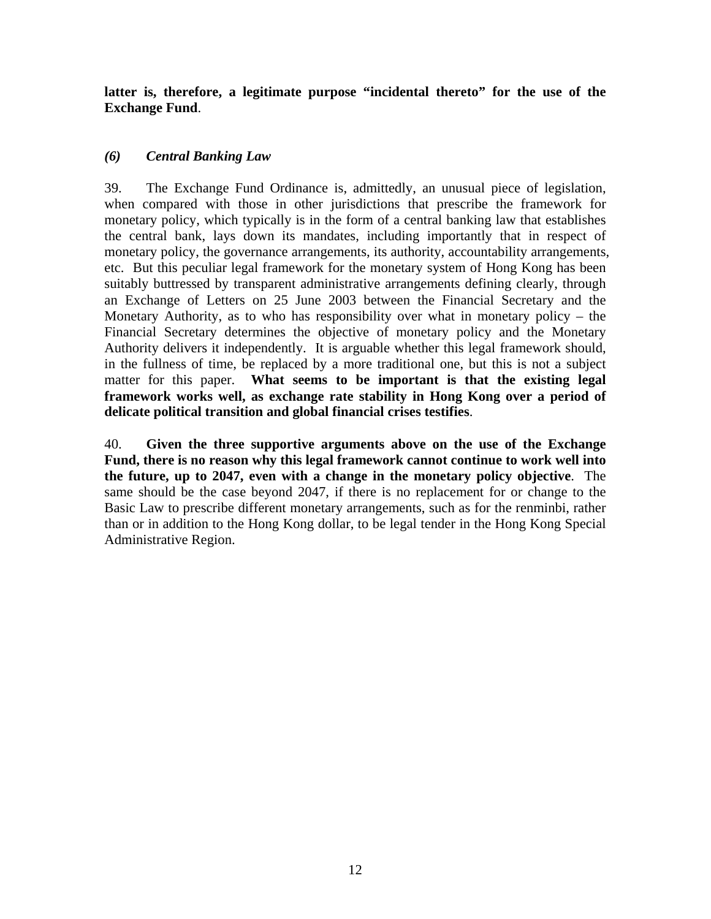**latter is, therefore, a legitimate purpose "incidental thereto" for the use of the Exchange Fund**.

### *(6) Central Banking Law*

39. The Exchange Fund Ordinance is, admittedly, an unusual piece of legislation, when compared with those in other jurisdictions that prescribe the framework for monetary policy, which typically is in the form of a central banking law that establishes the central bank, lays down its mandates, including importantly that in respect of monetary policy, the governance arrangements, its authority, accountability arrangements, etc. But this peculiar legal framework for the monetary system of Hong Kong has been suitably buttressed by transparent administrative arrangements defining clearly, through an Exchange of Letters on 25 June 2003 between the Financial Secretary and the Monetary Authority, as to who has responsibility over what in monetary policy – the Financial Secretary determines the objective of monetary policy and the Monetary Authority delivers it independently. It is arguable whether this legal framework should, in the fullness of time, be replaced by a more traditional one, but this is not a subject matter for this paper. **What seems to be important is that the existing legal framework works well, as exchange rate stability in Hong Kong over a period of delicate political transition and global financial crises testifies**.

40. **Given the three supportive arguments above on the use of the Exchange Fund, there is no reason why this legal framework cannot continue to work well into the future, up to 2047, even with a change in the monetary policy objective**. The same should be the case beyond 2047, if there is no replacement for or change to the Basic Law to prescribe different monetary arrangements, such as for the renminbi, rather than or in addition to the Hong Kong dollar, to be legal tender in the Hong Kong Special Administrative Region.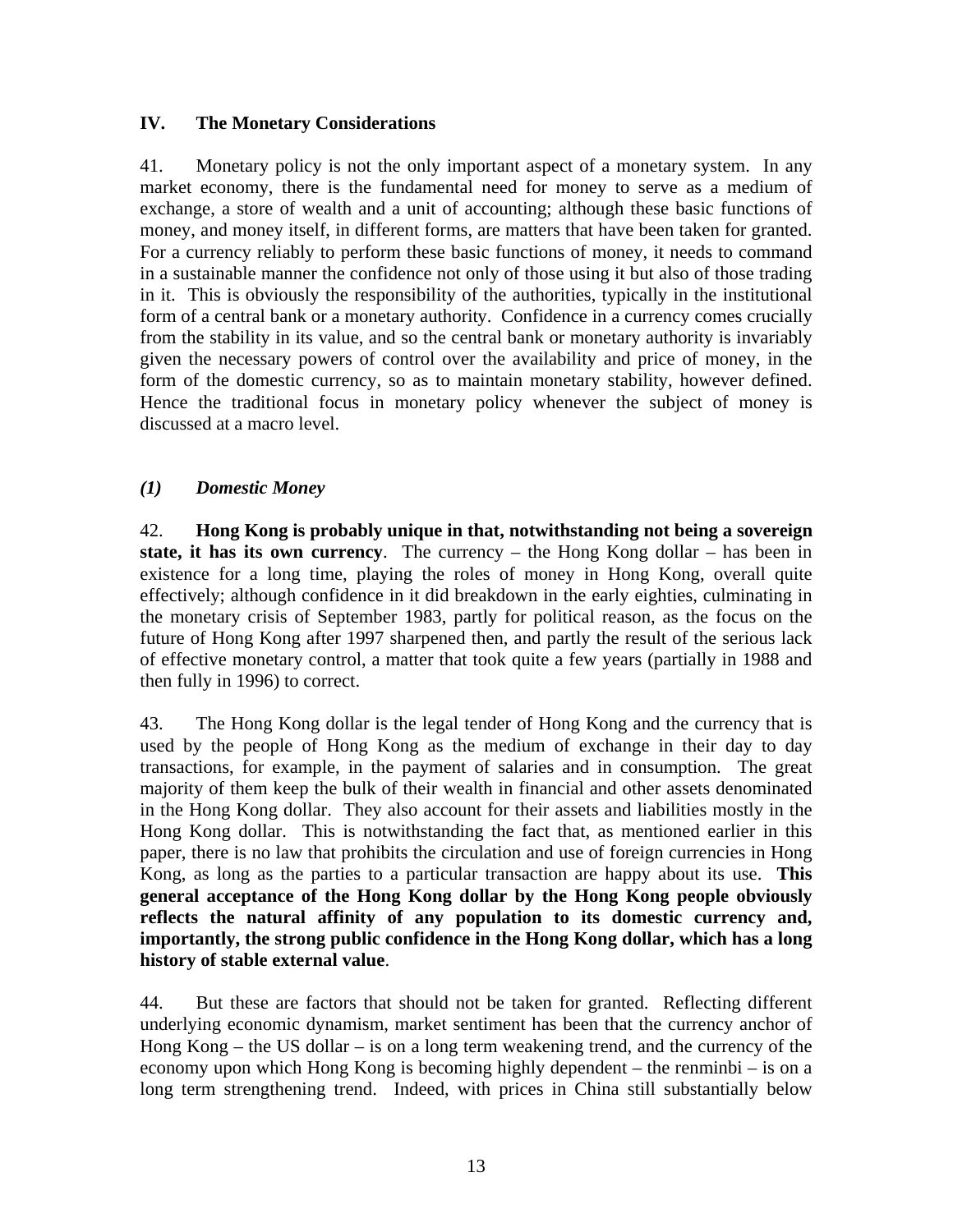## IV. The Monetary Considerations

41. Monetary policy is not the only important aspect of a monetary system. In any market economy, there is the fundamental need for money to serve as a medium of exchange, a store of wealth and a unit of accounting; although these basic functions of money, and money itself, in different forms, are matters that have been taken for granted. For a currency reliably to perform these basic functions of money, it needs to command in a sustainable manner the confidence not only of those using it but also of those trading in it. This is obviously the responsibility of the authorities, typically in the institutional form of a central bank or a monetary authority. Confidence in a currency comes crucially from the stability in its value, and so the central bank or monetary authority is invariably given the necessary powers of control over the availability and price of money, in the form of the domestic currency, so as to maintain monetary stability, however defined. Hence the traditional focus in monetary policy whenever the subject of money is discussed at a macro level.

### *(1) Domestic Money*

42. **Hong Kong is probably unique in that, notwithstanding not being a sovereign state, it has its own currency**. The currency – the Hong Kong dollar – has been in existence for a long time, playing the roles of money in Hong Kong, overall quite effectively; although confidence in it did breakdown in the early eighties, culminating in the monetary crisis of September 1983, partly for political reason, as the focus on the future of Hong Kong after 1997 sharpened then, and partly the result of the serious lack of effective monetary control, a matter that took quite a few years (partially in 1988 and then fully in 1996) to correct.

43. The Hong Kong dollar is the legal tender of Hong Kong and the currency that is used by the people of Hong Kong as the medium of exchange in their day to day transactions, for example, in the payment of salaries and in consumption. The great majority of them keep the bulk of their wealth in financial and other assets denominated in the Hong Kong dollar. They also account for their assets and liabilities mostly in the Hong Kong dollar. This is notwithstanding the fact that, as mentioned earlier in this paper, there is no law that prohibits the circulation and use of foreign currencies in Hong Kong, as long as the parties to a particular transaction are happy about its use. **This general acceptance of the Hong Kong dollar by the Hong Kong people obviously reflects the natural affinity of any population to its domestic currency and, importantly, the strong public confidence in the Hong Kong dollar, which has a long history of stable external value**.

44. But these are factors that should not be taken for granted. Reflecting different underlying economic dynamism, market sentiment has been that the currency anchor of Hong Kong – the US dollar – is on a long term weakening trend, and the currency of the economy upon which Hong Kong is becoming highly dependent – the renminbi – is on a long term strengthening trend. Indeed, with prices in China still substantially below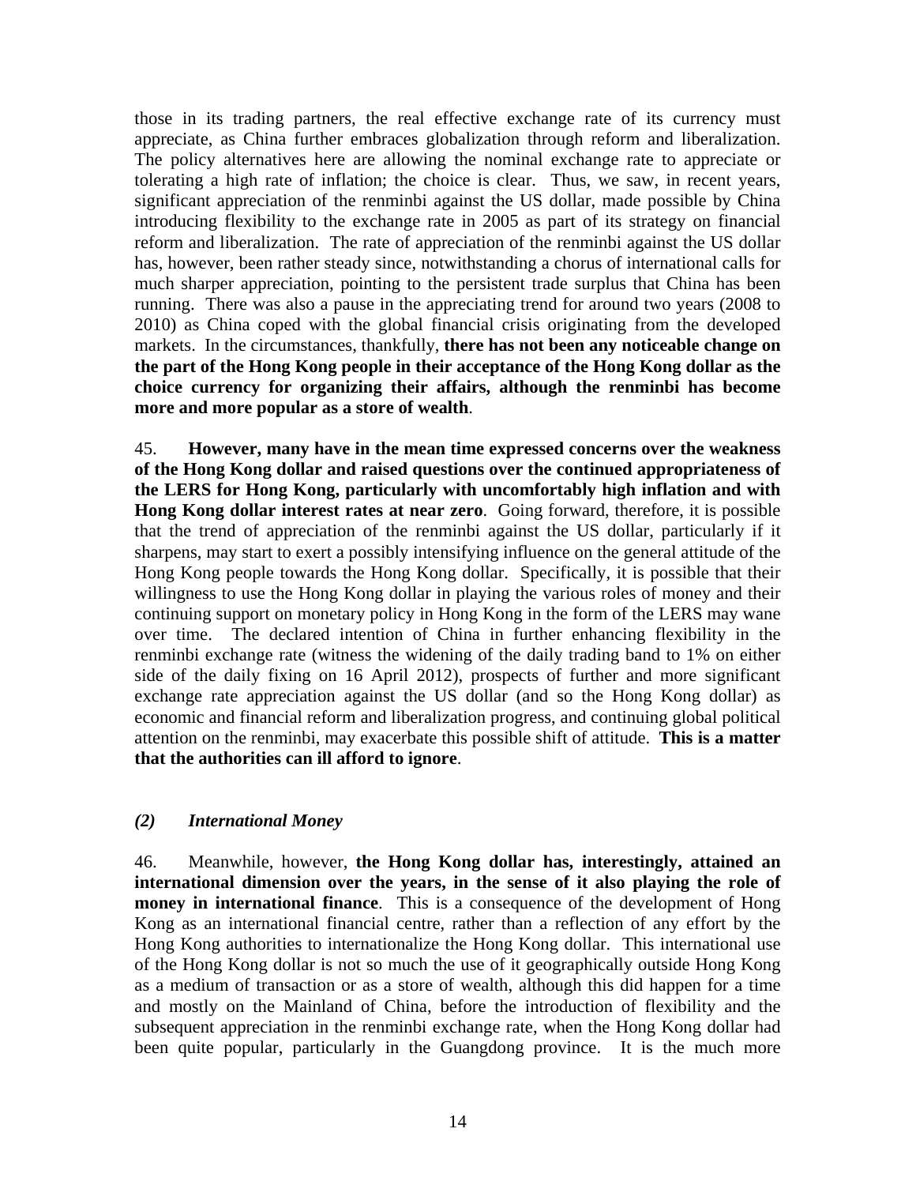those in its trading partners, the real effective exchange rate of its currency must appreciate, as China further embraces globalization through reform and liberalization. The policy alternatives here are allowing the nominal exchange rate to appreciate or tolerating a high rate of inflation; the choice is clear. Thus, we saw, in recent years, significant appreciation of the renminbi against the US dollar, made possible by China introducing flexibility to the exchange rate in 2005 as part of its strategy on financial reform and liberalization. The rate of appreciation of the renminbi against the US dollar has, however, been rather steady since, notwithstanding a chorus of international calls for much sharper appreciation, pointing to the persistent trade surplus that China has been running. There was also a pause in the appreciating trend for around two years (2008 to 2010) as China coped with the global financial crisis originating from the developed markets. In the circumstances, thankfully, **there has not been any noticeable change on the part of the Hong Kong people in their acceptance of the Hong Kong dollar as the choice currency for organizing their affairs, although the renminbi has become more and more popular as a store of wealth**.

45. **However, many have in the mean time expressed concerns over the weakness of the Hong Kong dollar and raised questions over the continued appropriateness of the LERS for Hong Kong, particularly with uncomfortably high inflation and with Hong Kong dollar interest rates at near zero**. Going forward, therefore, it is possible that the trend of appreciation of the renminbi against the US dollar, particularly if it sharpens, may start to exert a possibly intensifying influence on the general attitude of the Hong Kong people towards the Hong Kong dollar. Specifically, it is possible that their willingness to use the Hong Kong dollar in playing the various roles of money and their continuing support on monetary policy in Hong Kong in the form of the LERS may wane over time. The declared intention of China in further enhancing flexibility in the renminbi exchange rate (witness the widening of the daily trading band to 1% on either side of the daily fixing on 16 April 2012), prospects of further and more significant exchange rate appreciation against the US dollar (and so the Hong Kong dollar) as economic and financial reform and liberalization progress, and continuing global political attention on the renminbi, may exacerbate this possible shift of attitude. **This is a matter that the authorities can ill afford to ignore**.

### *(2) International Money*

46. Meanwhile, however, **the Hong Kong dollar has, interestingly, attained an international dimension over the years, in the sense of it also playing the role of money in international finance**. This is a consequence of the development of Hong Kong as an international financial centre, rather than a reflection of any effort by the Hong Kong authorities to internationalize the Hong Kong dollar. This international use of the Hong Kong dollar is not so much the use of it geographically outside Hong Kong as a medium of transaction or as a store of wealth, although this did happen for a time and mostly on the Mainland of China, before the introduction of flexibility and the subsequent appreciation in the renminbi exchange rate, when the Hong Kong dollar had been quite popular, particularly in the Guangdong province. It is the much more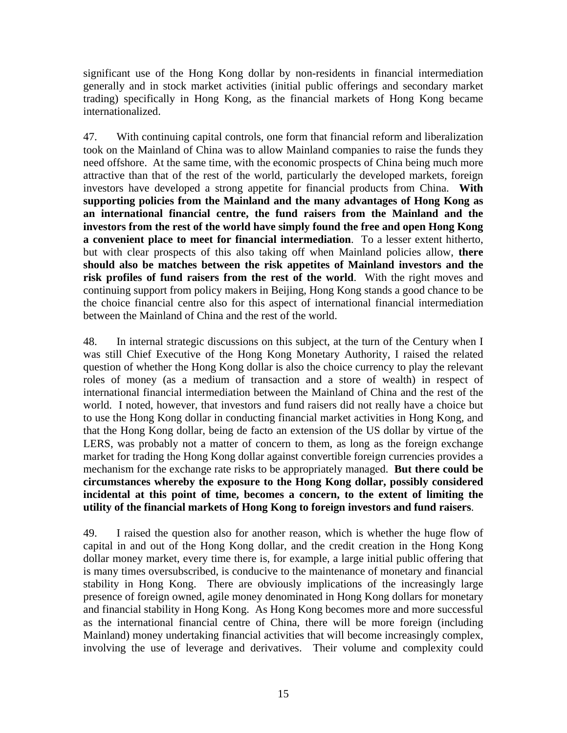significant use of the Hong Kong dollar by non-residents in financial intermediation generally and in stock market activities (initial public offerings and secondary market trading) specifically in Hong Kong, as the financial markets of Hong Kong became internationalized.

47. With continuing capital controls, one form that financial reform and liberalization took on the Mainland of China was to allow Mainland companies to raise the funds they need offshore. At the same time, with the economic prospects of China being much more attractive than that of the rest of the world, particularly the developed markets, foreign investors have developed a strong appetite for financial products from China. **With supporting policies from the Mainland and the many advantages of Hong Kong as an international financial centre, the fund raisers from the Mainland and the investors from the rest of the world have simply found the free and open Hong Kong a convenient place to meet for financial intermediation**. To a lesser extent hitherto, but with clear prospects of this also taking off when Mainland policies allow, **there should also be matches between the risk appetites of Mainland investors and the risk profiles of fund raisers from the rest of the world**. With the right moves and continuing support from policy makers in Beijing, Hong Kong stands a good chance to be the choice financial centre also for this aspect of international financial intermediation between the Mainland of China and the rest of the world.

48. In internal strategic discussions on this subject, at the turn of the Century when I was still Chief Executive of the Hong Kong Monetary Authority, I raised the related question of whether the Hong Kong dollar is also the choice currency to play the relevant roles of money (as a medium of transaction and a store of wealth) in respect of international financial intermediation between the Mainland of China and the rest of the world. I noted, however, that investors and fund raisers did not really have a choice but to use the Hong Kong dollar in conducting financial market activities in Hong Kong, and that the Hong Kong dollar, being de facto an extension of the US dollar by virtue of the LERS, was probably not a matter of concern to them, as long as the foreign exchange market for trading the Hong Kong dollar against convertible foreign currencies provides a mechanism for the exchange rate risks to be appropriately managed. **But there could be circumstances whereby the exposure to the Hong Kong dollar, possibly considered incidental at this point of time, becomes a concern, to the extent of limiting the utility of the financial markets of Hong Kong to foreign investors and fund raisers**.

49. I raised the question also for another reason, which is whether the huge flow of capital in and out of the Hong Kong dollar, and the credit creation in the Hong Kong dollar money market, every time there is, for example, a large initial public offering that is many times oversubscribed, is conducive to the maintenance of monetary and financial stability in Hong Kong. There are obviously implications of the increasingly large presence of foreign owned, agile money denominated in Hong Kong dollars for monetary and financial stability in Hong Kong. As Hong Kong becomes more and more successful as the international financial centre of China, there will be more foreign (including Mainland) money undertaking financial activities that will become increasingly complex, involving the use of leverage and derivatives. Their volume and complexity could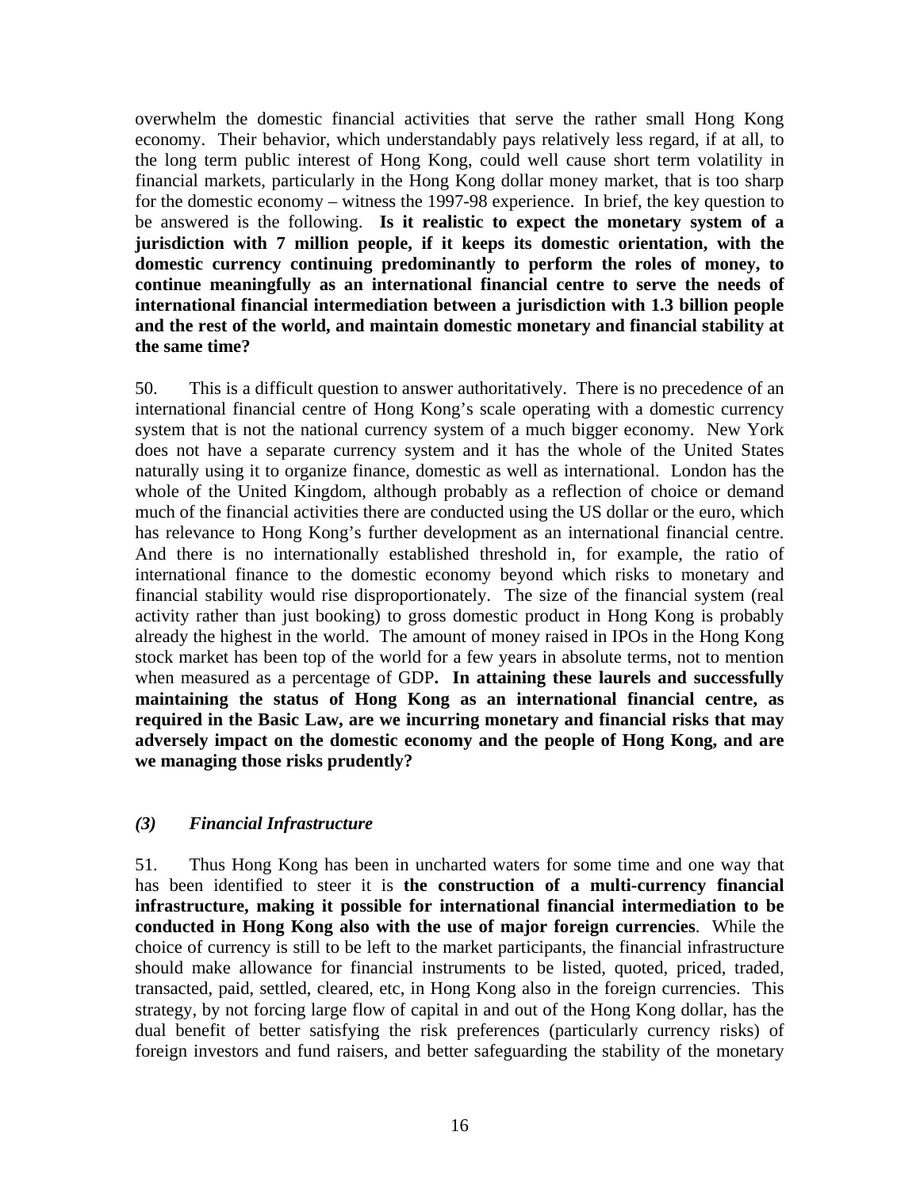overwhelm the domestic financial activities that serve the rather small Hong Kong economy. Their behavior, which understandably pays relatively less regard, if at all, to the long term public interest of Hong Kong, could well cause short term volatility in financial markets, particularly in the Hong Kong dollar money market, that is too sharp for the domestic economy – witness the 1997-98 experience. In brief, the key question to be answered is the following. **Is it realistic to expect the monetary system of a jurisdiction with 7 million people, if it keeps its domestic orientation, with the domestic currency continuing predominantly to perform the roles of money, to continue meaningfully as an international financial centre to serve the needs of international financial intermediation between a jurisdiction with 1.3 billion people and the rest of the world, and maintain domestic monetary and financial stability at the same time?**

50. This is a difficult question to answer authoritatively. There is no precedence of an international financial centre of Hong Kong's scale operating with a domestic currency system that is not the national currency system of a much bigger economy. New York does not have a separate currency system and it has the whole of the United States naturally using it to organize finance, domestic as well as international. London has the whole of the United Kingdom, although probably as a reflection of choice or demand much of the financial activities there are conducted using the US dollar or the euro, which has relevance to Hong Kong's further development as an international financial centre. And there is no internationally established threshold in, for example, the ratio of international finance to the domestic economy beyond which risks to monetary and financial stability would rise disproportionately. The size of the financial system (real activity rather than just booking) to gross domestic product in Hong Kong is probably already the highest in the world. The amount of money raised in IPOs in the Hong Kong stock market has been top of the world for a few years in absolute terms, not to mention when measured as a percentage of GDP**. In attaining these laurels and successfully maintaining the status of Hong Kong as an international financial centre, as required in the Basic Law, are we incurring monetary and financial risks that may adversely impact on the domestic economy and the people of Hong Kong, and are we managing those risks prudently?**

### *(3) Financial Infrastructure*

51. Thus Hong Kong has been in uncharted waters for some time and one way that has been identified to steer it is **the construction of a multi-currency financial infrastructure, making it possible for international financial intermediation to be conducted in Hong Kong also with the use of major foreign currencies**. While the choice of currency is still to be left to the market participants, the financial infrastructure should make allowance for financial instruments to be listed, quoted, priced, traded, transacted, paid, settled, cleared, etc, in Hong Kong also in the foreign currencies. This strategy, by not forcing large flow of capital in and out of the Hong Kong dollar, has the dual benefit of better satisfying the risk preferences (particularly currency risks) of foreign investors and fund raisers, and better safeguarding the stability of the monetary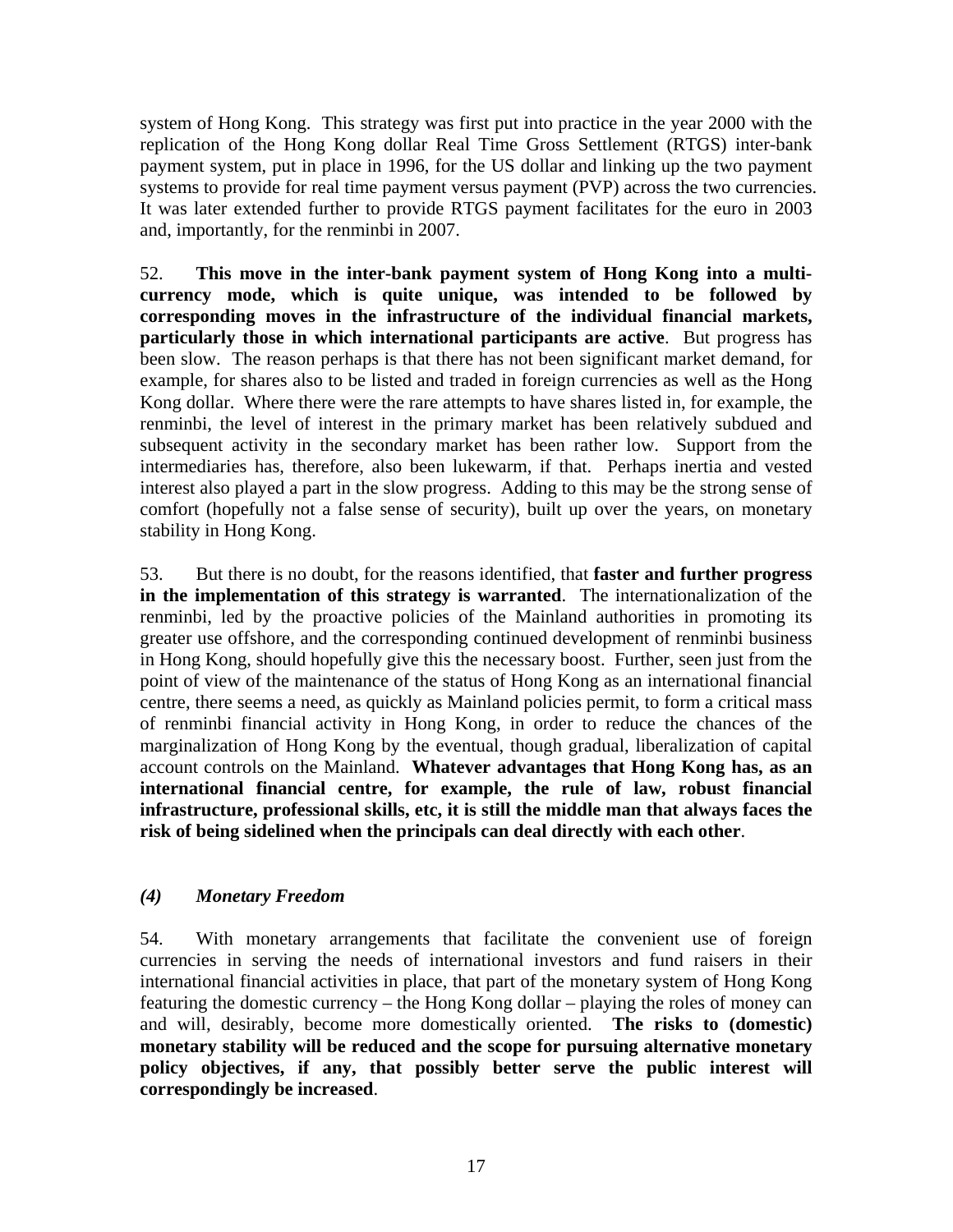system of Hong Kong. This strategy was first put into practice in the year 2000 with the replication of the Hong Kong dollar Real Time Gross Settlement (RTGS) inter-bank payment system, put in place in 1996, for the US dollar and linking up the two payment systems to provide for real time payment versus payment (PVP) across the two currencies. It was later extended further to provide RTGS payment facilitates for the euro in 2003 and, importantly, for the renminbi in 2007.

52. **This move in the inter-bank payment system of Hong Kong into a multi-currency mode, which is quite unique, was intended to be followed by corresponding moves in the infrastructure of the individual financial markets, particularly those in which international participants are active**. But progress has been slow. The reason perhaps is that there has not been significant market demand, for example, for shares also to be listed and traded in foreign currencies as well as the Hong Kong dollar. Where there were the rare attempts to have shares listed in, for example, the renminbi, the level of interest in the primary market has been relatively subdued and subsequent activity in the secondary market has been rather low. Support from the intermediaries has, therefore, also been lukewarm, if that. Perhaps inertia and vested interest also played a part in the slow progress. Adding to this may be the strong sense of comfort (hopefully not a false sense of security), built up over the years, on monetary stability in Hong Kong.

53. But there is no doubt, for the reasons identified, that **faster and further progress in the implementation of this strategy is warranted**. The internationalization of the renminbi, led by the proactive policies of the Mainland authorities in promoting its greater use offshore, and the corresponding continued development of renminbi business in Hong Kong, should hopefully give this the necessary boost. Further, seen just from the point of view of the maintenance of the status of Hong Kong as an international financial centre, there seems a need, as quickly as Mainland policies permit, to form a critical mass of renminbi financial activity in Hong Kong, in order to reduce the chances of the marginalization of Hong Kong by the eventual, though gradual, liberalization of capital account controls on the Mainland. **Whatever advantages that Hong Kong has, as an international financial centre, for example, the rule of law, robust financial infrastructure, professional skills, etc, it is still the middle man that always faces the risk of being sidelined when the principals can deal directly with each other**.

### *(4) Monetary Freedom*

54. With monetary arrangements that facilitate the convenient use of foreign currencies in serving the needs of international investors and fund raisers in their international financial activities in place, that part of the monetary system of Hong Kong featuring the domestic currency – the Hong Kong dollar – playing the roles of money can and will, desirably, become more domestically oriented. **The risks to (domestic) monetary stability will be reduced and the scope for pursuing alternative monetary policy objectives, if any, that possibly better serve the public interest will correspondingly be increased**.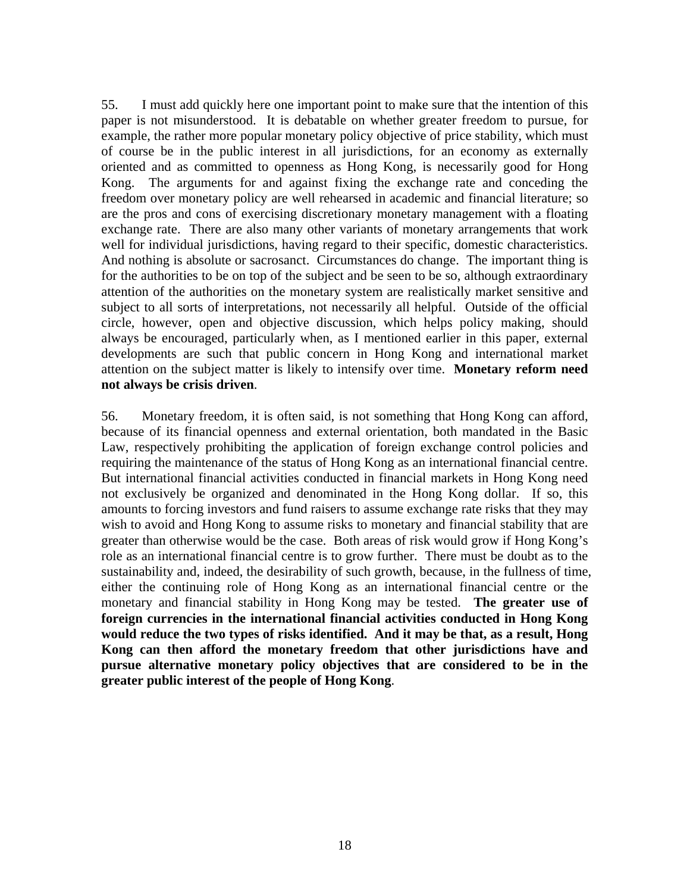55. I must add quickly here one important point to make sure that the intention of this paper is not misunderstood. It is debatable on whether greater freedom to pursue, for example, the rather more popular monetary policy objective of price stability, which must of course be in the public interest in all jurisdictions, for an economy as externally oriented and as committed to openness as Hong Kong, is necessarily good for Hong Kong. The arguments for and against fixing the exchange rate and conceding the freedom over monetary policy are well rehearsed in academic and financial literature; so are the pros and cons of exercising discretionary monetary management with a floating exchange rate. There are also many other variants of monetary arrangements that work well for individual jurisdictions, having regard to their specific, domestic characteristics. And nothing is absolute or sacrosanct. Circumstances do change. The important thing is for the authorities to be on top of the subject and be seen to be so, although extraordinary attention of the authorities on the monetary system are realistically market sensitive and subject to all sorts of interpretations, not necessarily all helpful. Outside of the official circle, however, open and objective discussion, which helps policy making, should always be encouraged, particularly when, as I mentioned earlier in this paper, external developments are such that public concern in Hong Kong and international market attention on the subject matter is likely to intensify over time. **Monetary reform need not always be crisis driven**.

56. Monetary freedom, it is often said, is not something that Hong Kong can afford, because of its financial openness and external orientation, both mandated in the Basic Law, respectively prohibiting the application of foreign exchange control policies and requiring the maintenance of the status of Hong Kong as an international financial centre. But international financial activities conducted in financial markets in Hong Kong need not exclusively be organized and denominated in the Hong Kong dollar. If so, this amounts to forcing investors and fund raisers to assume exchange rate risks that they may wish to avoid and Hong Kong to assume risks to monetary and financial stability that are greater than otherwise would be the case. Both areas of risk would grow if Hong Kong's role as an international financial centre is to grow further. There must be doubt as to the sustainability and, indeed, the desirability of such growth, because, in the fullness of time, either the continuing role of Hong Kong as an international financial centre or the monetary and financial stability in Hong Kong may be tested. **The greater use of foreign currencies in the international financial activities conducted in Hong Kong would reduce the two types of risks identified. And it may be that, as a result, Hong Kong can then afford the monetary freedom that other jurisdictions have and pursue alternative monetary policy objectives that are considered to be in the greater public interest of the people of Hong Kong**.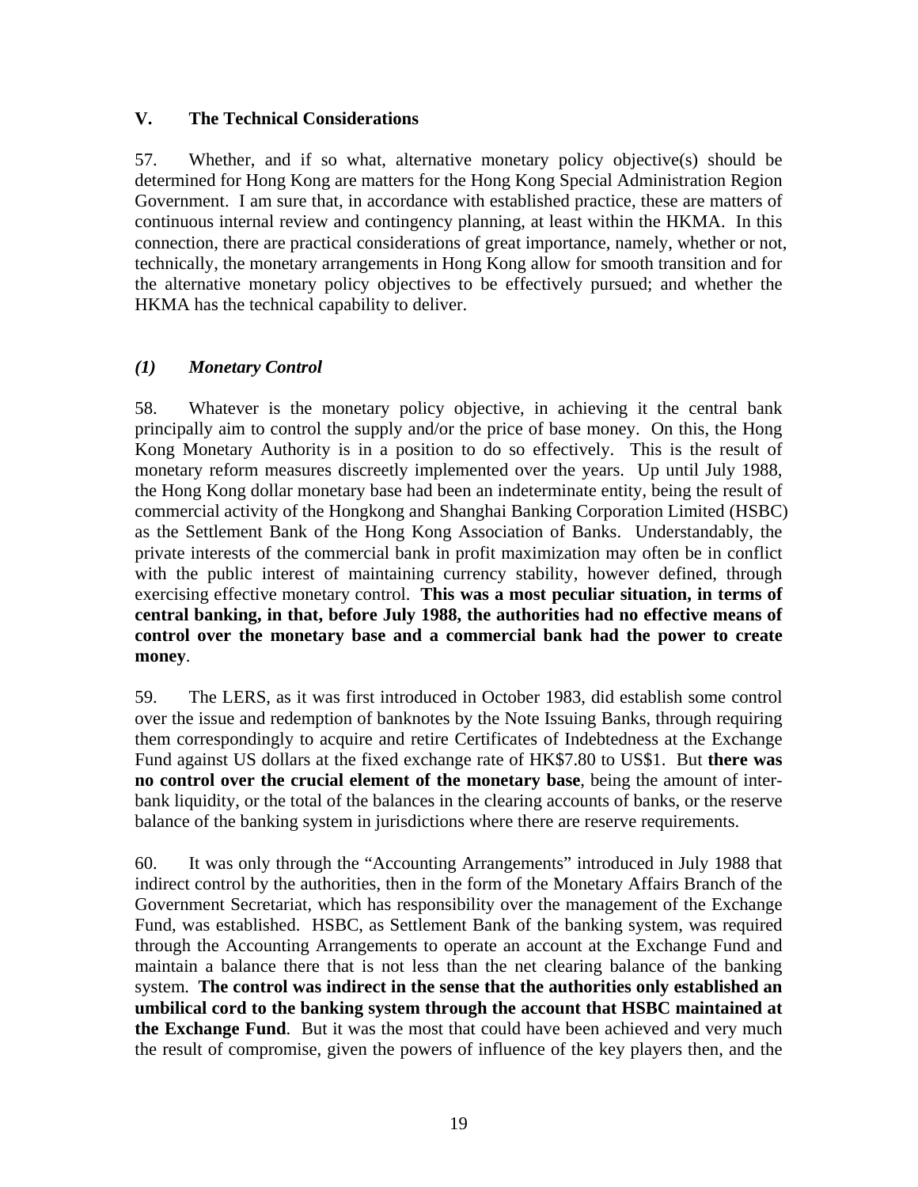## V. The Technical Considerations

57. Whether, and if so what, alternative monetary policy objective(s) should be determined for Hong Kong are matters for the Hong Kong Special Administration Region Government. I am sure that, in accordance with established practice, these are matters of continuous internal review and contingency planning, at least within the HKMA. In this connection, there are practical considerations of great importance, namely, whether or not, technically, the monetary arrangements in Hong Kong allow for smooth transition and for the alternative monetary policy objectives to be effectively pursued; and whether the HKMA has the technical capability to deliver.

### *(1) Monetary Control*

58. Whatever is the monetary policy objective, in achieving it the central bank principally aim to control the supply and/or the price of base money. On this, the Hong Kong Monetary Authority is in a position to do so effectively. This is the result of monetary reform measures discreetly implemented over the years. Up until July 1988, the Hong Kong dollar monetary base had been an indeterminate entity, being the result of commercial activity of the Hongkong and Shanghai Banking Corporation Limited (HSBC) as the Settlement Bank of the Hong Kong Association of Banks. Understandably, the private interests of the commercial bank in profit maximization may often be in conflict with the public interest of maintaining currency stability, however defined, through exercising effective monetary control. **This was a most peculiar situation, in terms of central banking, in that, before July 1988, the authorities had no effective means of control over the monetary base and a commercial bank had the power to create money**.

59. The LERS, as it was first introduced in October 1983, did establish some control over the issue and redemption of banknotes by the Note Issuing Banks, through requiring them correspondingly to acquire and retire Certificates of Indebtedness at the Exchange Fund against US dollars at the fixed exchange rate of HK$7.80 to US$1. But **there was no control over the crucial element of the monetary base**, being the amount of inter-bank liquidity, or the total of the balances in the clearing accounts of banks, or the reserve balance of the banking system in jurisdictions where there are reserve requirements.

60. It was only through the "Accounting Arrangements" introduced in July 1988 that indirect control by the authorities, then in the form of the Monetary Affairs Branch of the Government Secretariat, which has responsibility over the management of the Exchange Fund, was established. HSBC, as Settlement Bank of the banking system, was required through the Accounting Arrangements to operate an account at the Exchange Fund and maintain a balance there that is not less than the net clearing balance of the banking system. **The control was indirect in the sense that the authorities only established an umbilical cord to the banking system through the account that HSBC maintained at the Exchange Fund**. But it was the most that could have been achieved and very much the result of compromise, given the powers of influence of the key players then, and the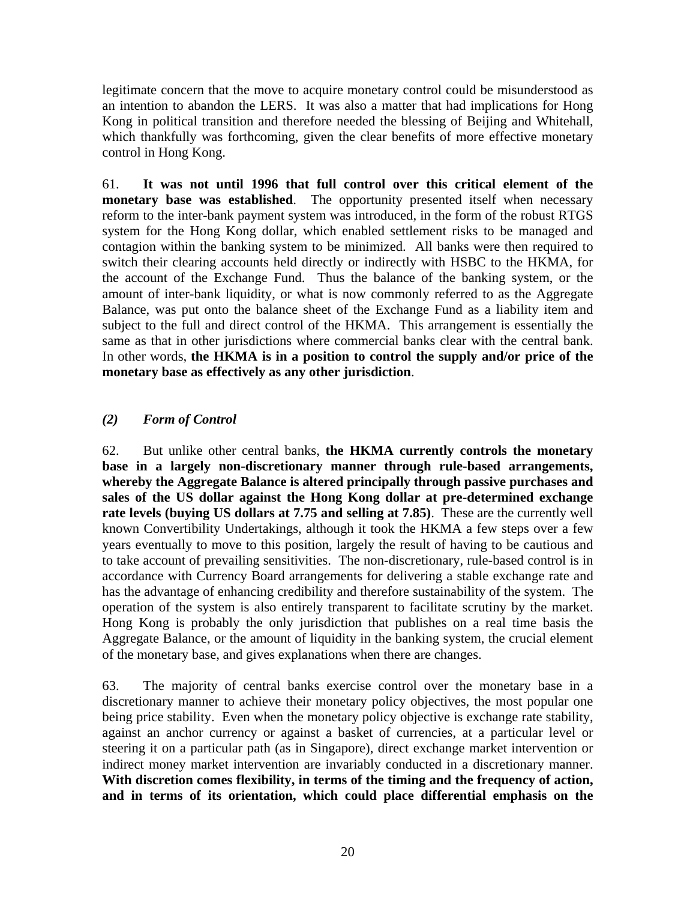legitimate concern that the move to acquire monetary control could be misunderstood as an intention to abandon the LERS. It was also a matter that had implications for Hong Kong in political transition and therefore needed the blessing of Beijing and Whitehall, which thankfully was forthcoming, given the clear benefits of more effective monetary control in Hong Kong.

61. **It was not until 1996 that full control over this critical element of the monetary base was established**. The opportunity presented itself when necessary reform to the inter-bank payment system was introduced, in the form of the robust RTGS system for the Hong Kong dollar, which enabled settlement risks to be managed and contagion within the banking system to be minimized. All banks were then required to switch their clearing accounts held directly or indirectly with HSBC to the HKMA, for the account of the Exchange Fund. Thus the balance of the banking system, or the amount of inter-bank liquidity, or what is now commonly referred to as the Aggregate Balance, was put onto the balance sheet of the Exchange Fund as a liability item and subject to the full and direct control of the HKMA. This arrangement is essentially the same as that in other jurisdictions where commercial banks clear with the central bank. In other words, **the HKMA is in a position to control the supply and/or price of the monetary base as effectively as any other jurisdiction**.

### *(2) Form of Control*

62. But unlike other central banks, **the HKMA currently controls the monetary base in a largely non-discretionary manner through rule-based arrangements, whereby the Aggregate Balance is altered principally through passive purchases and sales of the US dollar against the Hong Kong dollar at pre-determined exchange rate levels (buying US dollars at 7.75 and selling at 7.85)**. These are the currently well known Convertibility Undertakings, although it took the HKMA a few steps over a few years eventually to move to this position, largely the result of having to be cautious and to take account of prevailing sensitivities. The non-discretionary, rule-based control is in accordance with Currency Board arrangements for delivering a stable exchange rate and has the advantage of enhancing credibility and therefore sustainability of the system. The operation of the system is also entirely transparent to facilitate scrutiny by the market. Hong Kong is probably the only jurisdiction that publishes on a real time basis the Aggregate Balance, or the amount of liquidity in the banking system, the crucial element of the monetary base, and gives explanations when there are changes.

63. The majority of central banks exercise control over the monetary base in a discretionary manner to achieve their monetary policy objectives, the most popular one being price stability. Even when the monetary policy objective is exchange rate stability, against an anchor currency or against a basket of currencies, at a particular level or steering it on a particular path (as in Singapore), direct exchange market intervention or indirect money market intervention are invariably conducted in a discretionary manner. **With discretion comes flexibility, in terms of the timing and the frequency of action, and in terms of its orientation, which could place differential emphasis on the**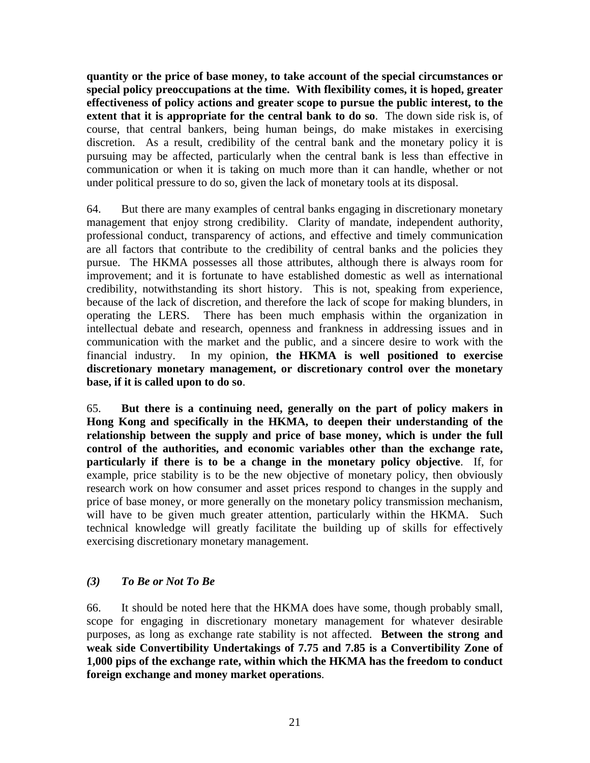**quantity or the price of base money, to take account of the special circumstances or special policy preoccupations at the time. With flexibility comes, it is hoped, greater effectiveness of policy actions and greater scope to pursue the public interest, to the extent that it is appropriate for the central bank to do so**. The down side risk is, of course, that central bankers, being human beings, do make mistakes in exercising discretion. As a result, credibility of the central bank and the monetary policy it is pursuing may be affected, particularly when the central bank is less than effective in communication or when it is taking on much more than it can handle, whether or not under political pressure to do so, given the lack of monetary tools at its disposal.

64. But there are many examples of central banks engaging in discretionary monetary management that enjoy strong credibility. Clarity of mandate, independent authority, professional conduct, transparency of actions, and effective and timely communication are all factors that contribute to the credibility of central banks and the policies they pursue. The HKMA possesses all those attributes, although there is always room for improvement; and it is fortunate to have established domestic as well as international credibility, notwithstanding its short history. This is not, speaking from experience, because of the lack of discretion, and therefore the lack of scope for making blunders, in operating the LERS. There has been much emphasis within the organization in intellectual debate and research, openness and frankness in addressing issues and in communication with the market and the public, and a sincere desire to work with the financial industry. In my opinion, **the HKMA is well positioned to exercise discretionary monetary management, or discretionary control over the monetary base, if it is called upon to do so**.

65. **But there is a continuing need, generally on the part of policy makers in Hong Kong and specifically in the HKMA, to deepen their understanding of the relationship between the supply and price of base money, which is under the full control of the authorities, and economic variables other than the exchange rate, particularly if there is to be a change in the monetary policy objective**. If, for example, price stability is to be the new objective of monetary policy, then obviously research work on how consumer and asset prices respond to changes in the supply and price of base money, or more generally on the monetary policy transmission mechanism, will have to be given much greater attention, particularly within the HKMA. Such technical knowledge will greatly facilitate the building up of skills for effectively exercising discretionary monetary management.

### *(3) To Be or Not To Be*

66. It should be noted here that the HKMA does have some, though probably small, scope for engaging in discretionary monetary management for whatever desirable purposes, as long as exchange rate stability is not affected. **Between the strong and weak side Convertibility Undertakings of 7.75 and 7.85 is a Convertibility Zone of 1,000 pips of the exchange rate, within which the HKMA has the freedom to conduct foreign exchange and money market operations**.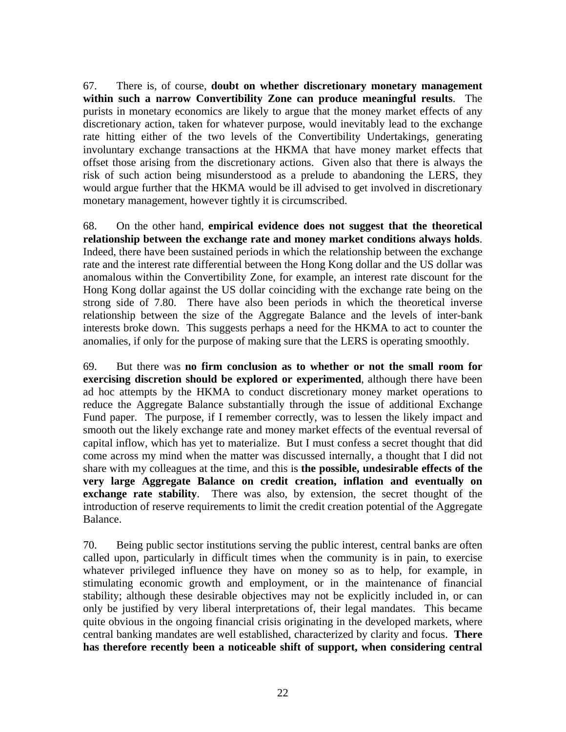67. There is, of course, **doubt on whether discretionary monetary management within such a narrow Convertibility Zone can produce meaningful results**. The purists in monetary economics are likely to argue that the money market effects of any discretionary action, taken for whatever purpose, would inevitably lead to the exchange rate hitting either of the two levels of the Convertibility Undertakings, generating involuntary exchange transactions at the HKMA that have money market effects that offset those arising from the discretionary actions. Given also that there is always the risk of such action being misunderstood as a prelude to abandoning the LERS, they would argue further that the HKMA would be ill advised to get involved in discretionary monetary management, however tightly it is circumscribed.

68. On the other hand, **empirical evidence does not suggest that the theoretical relationship between the exchange rate and money market conditions always holds**. Indeed, there have been sustained periods in which the relationship between the exchange rate and the interest rate differential between the Hong Kong dollar and the US dollar was anomalous within the Convertibility Zone, for example, an interest rate discount for the Hong Kong dollar against the US dollar coinciding with the exchange rate being on the strong side of 7.80. There have also been periods in which the theoretical inverse relationship between the size of the Aggregate Balance and the levels of inter-bank interests broke down. This suggests perhaps a need for the HKMA to act to counter the anomalies, if only for the purpose of making sure that the LERS is operating smoothly.

69. But there was **no firm conclusion as to whether or not the small room for exercising discretion should be explored or experimented**, although there have been ad hoc attempts by the HKMA to conduct discretionary money market operations to reduce the Aggregate Balance substantially through the issue of additional Exchange Fund paper. The purpose, if I remember correctly, was to lessen the likely impact and smooth out the likely exchange rate and money market effects of the eventual reversal of capital inflow, which has yet to materialize. But I must confess a secret thought that did come across my mind when the matter was discussed internally, a thought that I did not share with my colleagues at the time, and this is **the possible, undesirable effects of the very large Aggregate Balance on credit creation, inflation and eventually on exchange rate stability**. There was also, by extension, the secret thought of the introduction of reserve requirements to limit the credit creation potential of the Aggregate Balance.

70. Being public sector institutions serving the public interest, central banks are often called upon, particularly in difficult times when the community is in pain, to exercise whatever privileged influence they have on money so as to help, for example, in stimulating economic growth and employment, or in the maintenance of financial stability; although these desirable objectives may not be explicitly included in, or can only be justified by very liberal interpretations of, their legal mandates. This became quite obvious in the ongoing financial crisis originating in the developed markets, where central banking mandates are well established, characterized by clarity and focus. **There has therefore recently been a noticeable shift of support, when considering central**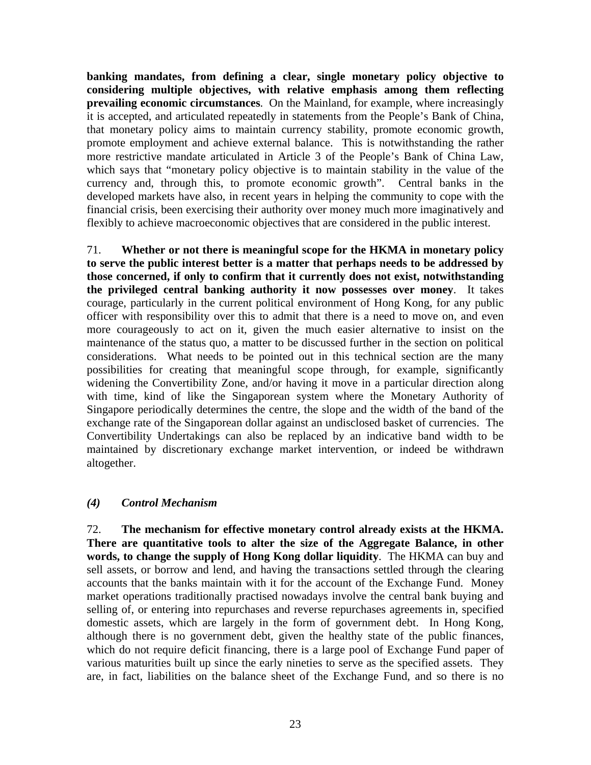**banking mandates, from defining a clear, single monetary policy objective to considering multiple objectives, with relative emphasis among them reflecting prevailing economic circumstances**. On the Mainland, for example, where increasingly it is accepted, and articulated repeatedly in statements from the People's Bank of China, that monetary policy aims to maintain currency stability, promote economic growth, promote employment and achieve external balance. This is notwithstanding the rather more restrictive mandate articulated in Article 3 of the People's Bank of China Law, which says that "monetary policy objective is to maintain stability in the value of the currency and, through this, to promote economic growth". Central banks in the developed markets have also, in recent years in helping the community to cope with the financial crisis, been exercising their authority over money much more imaginatively and flexibly to achieve macroeconomic objectives that are considered in the public interest.

71. **Whether or not there is meaningful scope for the HKMA in monetary policy to serve the public interest better is a matter that perhaps needs to be addressed by those concerned, if only to confirm that it currently does not exist, notwithstanding the privileged central banking authority it now possesses over money**. It takes courage, particularly in the current political environment of Hong Kong, for any public officer with responsibility over this to admit that there is a need to move on, and even more courageously to act on it, given the much easier alternative to insist on the maintenance of the status quo, a matter to be discussed further in the section on political considerations. What needs to be pointed out in this technical section are the many possibilities for creating that meaningful scope through, for example, significantly widening the Convertibility Zone, and/or having it move in a particular direction along with time, kind of like the Singaporean system where the Monetary Authority of Singapore periodically determines the centre, the slope and the width of the band of the exchange rate of the Singaporean dollar against an undisclosed basket of currencies. The Convertibility Undertakings can also be replaced by an indicative band width to be maintained by discretionary exchange market intervention, or indeed be withdrawn altogether.

### *(4) Control Mechanism*

72. **The mechanism for effective monetary control already exists at the HKMA. There are quantitative tools to alter the size of the Aggregate Balance, in other words, to change the supply of Hong Kong dollar liquidity**. The HKMA can buy and sell assets, or borrow and lend, and having the transactions settled through the clearing accounts that the banks maintain with it for the account of the Exchange Fund. Money market operations traditionally practised nowadays involve the central bank buying and selling of, or entering into repurchases and reverse repurchases agreements in, specified domestic assets, which are largely in the form of government debt. In Hong Kong, although there is no government debt, given the healthy state of the public finances, which do not require deficit financing, there is a large pool of Exchange Fund paper of various maturities built up since the early nineties to serve as the specified assets. They are, in fact, liabilities on the balance sheet of the Exchange Fund, and so there is no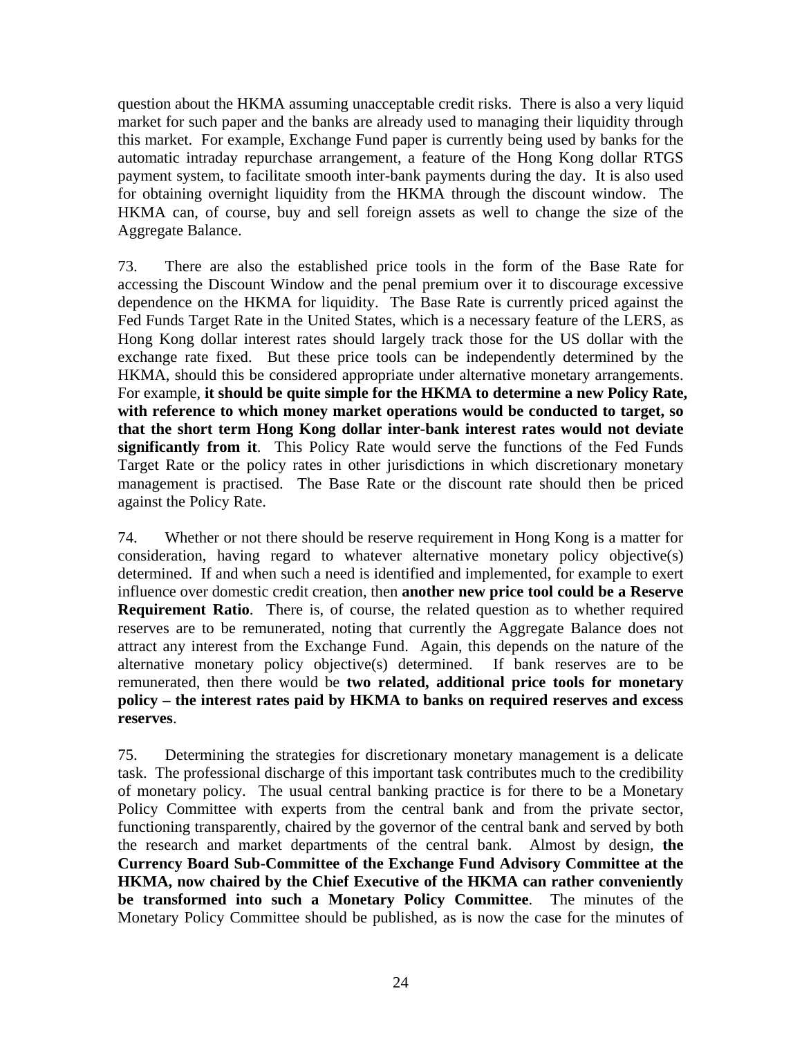question about the HKMA assuming unacceptable credit risks. There is also a very liquid market for such paper and the banks are already used to managing their liquidity through this market. For example, Exchange Fund paper is currently being used by banks for the automatic intraday repurchase arrangement, a feature of the Hong Kong dollar RTGS payment system, to facilitate smooth inter-bank payments during the day. It is also used for obtaining overnight liquidity from the HKMA through the discount window. The HKMA can, of course, buy and sell foreign assets as well to change the size of the Aggregate Balance.

73. There are also the established price tools in the form of the Base Rate for accessing the Discount Window and the penal premium over it to discourage excessive dependence on the HKMA for liquidity. The Base Rate is currently priced against the Fed Funds Target Rate in the United States, which is a necessary feature of the LERS, as Hong Kong dollar interest rates should largely track those for the US dollar with the exchange rate fixed. But these price tools can be independently determined by the HKMA, should this be considered appropriate under alternative monetary arrangements. For example, **it should be quite simple for the HKMA to determine a new Policy Rate, with reference to which money market operations would be conducted to target, so that the short term Hong Kong dollar inter-bank interest rates would not deviate significantly from it**. This Policy Rate would serve the functions of the Fed Funds Target Rate or the policy rates in other jurisdictions in which discretionary monetary management is practised. The Base Rate or the discount rate should then be priced against the Policy Rate.

74. Whether or not there should be reserve requirement in Hong Kong is a matter for consideration, having regard to whatever alternative monetary policy objective(s) determined. If and when such a need is identified and implemented, for example to exert influence over domestic credit creation, then **another new price tool could be a Reserve Requirement Ratio**. There is, of course, the related question as to whether required reserves are to be remunerated, noting that currently the Aggregate Balance does not attract any interest from the Exchange Fund. Again, this depends on the nature of the alternative monetary policy objective(s) determined. If bank reserves are to be remunerated, then there would be **two related, additional price tools for monetary policy – the interest rates paid by HKMA to banks on required reserves and excess reserves**.

75. Determining the strategies for discretionary monetary management is a delicate task. The professional discharge of this important task contributes much to the credibility of monetary policy. The usual central banking practice is for there to be a Monetary Policy Committee with experts from the central bank and from the private sector, functioning transparently, chaired by the governor of the central bank and served by both the research and market departments of the central bank. Almost by design, **the Currency Board Sub-Committee of the Exchange Fund Advisory Committee at the HKMA, now chaired by the Chief Executive of the HKMA can rather conveniently be transformed into such a Monetary Policy Committee**. The minutes of the Monetary Policy Committee should be published, as is now the case for the minutes of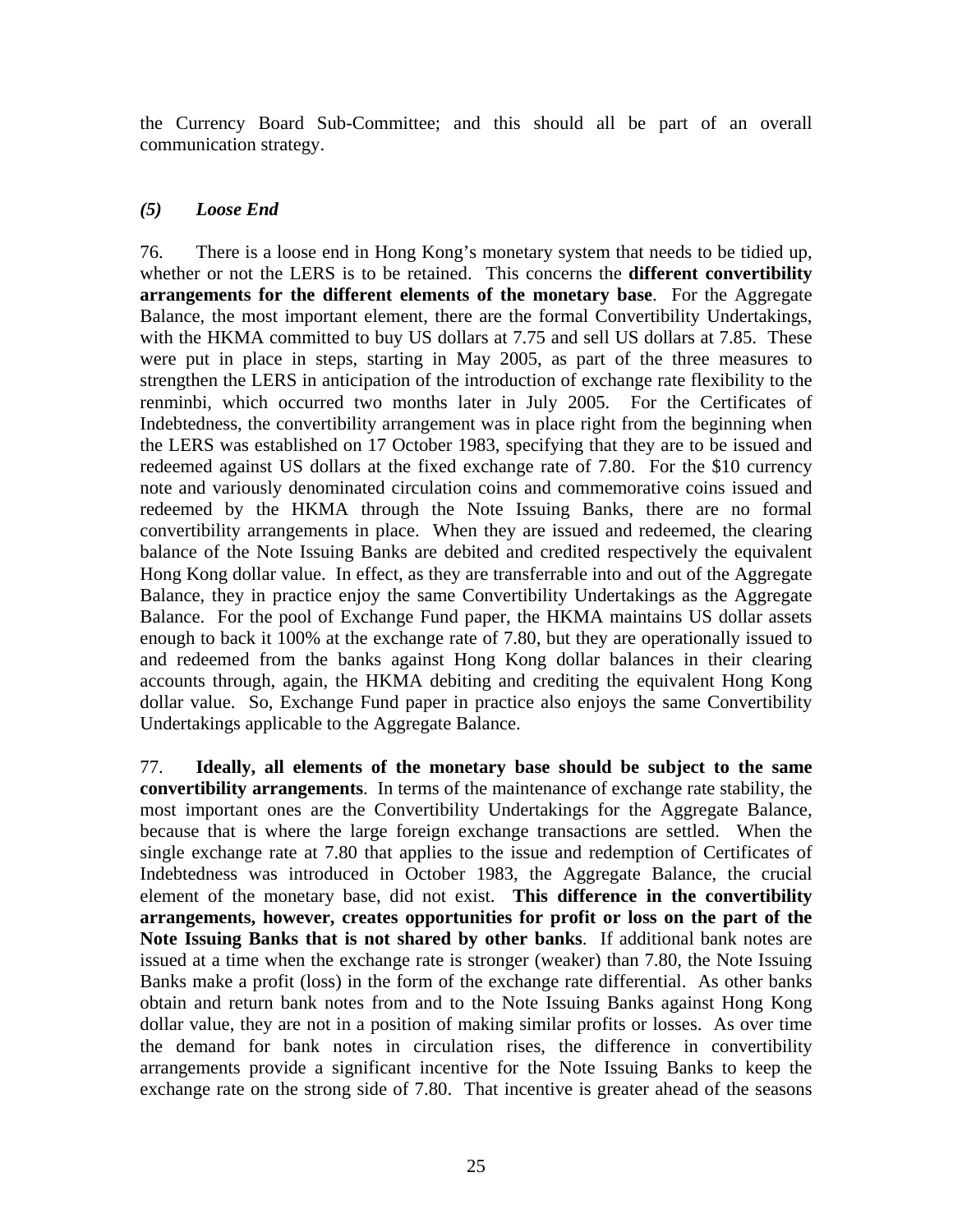the Currency Board Sub-Committee; and this should all be part of an overall communication strategy.

### *(5) Loose End*

76. There is a loose end in Hong Kong's monetary system that needs to be tidied up, whether or not the LERS is to be retained. This concerns the **different convertibility arrangements for the different elements of the monetary base**. For the Aggregate Balance, the most important element, there are the formal Convertibility Undertakings, with the HKMA committed to buy US dollars at 7.75 and sell US dollars at 7.85. These were put in place in steps, starting in May 2005, as part of the three measures to strengthen the LERS in anticipation of the introduction of exchange rate flexibility to the renminbi, which occurred two months later in July 2005. For the Certificates of Indebtedness, the convertibility arrangement was in place right from the beginning when the LERS was established on 17 October 1983, specifying that they are to be issued and redeemed against US dollars at the fixed exchange rate of 7.80. For the $10 currency note and variously denominated circulation coins and commemorative coins issued and redeemed by the HKMA through the Note Issuing Banks, there are no formal convertibility arrangements in place. When they are issued and redeemed, the clearing balance of the Note Issuing Banks are debited and credited respectively the equivalent Hong Kong dollar value. In effect, as they are transferrable into and out of the Aggregate Balance, they in practice enjoy the same Convertibility Undertakings as the Aggregate Balance. For the pool of Exchange Fund paper, the HKMA maintains US dollar assets enough to back it 100% at the exchange rate of 7.80, but they are operationally issued to and redeemed from the banks against Hong Kong dollar balances in their clearing accounts through, again, the HKMA debiting and crediting the equivalent Hong Kong dollar value. So, Exchange Fund paper in practice also enjoys the same Convertibility Undertakings applicable to the Aggregate Balance.

77. **Ideally, all elements of the monetary base should be subject to the same convertibility arrangements**. In terms of the maintenance of exchange rate stability, the most important ones are the Convertibility Undertakings for the Aggregate Balance, because that is where the large foreign exchange transactions are settled. When the single exchange rate at 7.80 that applies to the issue and redemption of Certificates of Indebtedness was introduced in October 1983, the Aggregate Balance, the crucial element of the monetary base, did not exist. **This difference in the convertibility arrangements, however, creates opportunities for profit or loss on the part of the Note Issuing Banks that is not shared by other banks**. If additional bank notes are issued at a time when the exchange rate is stronger (weaker) than 7.80, the Note Issuing Banks make a profit (loss) in the form of the exchange rate differential. As other banks obtain and return bank notes from and to the Note Issuing Banks against Hong Kong dollar value, they are not in a position of making similar profits or losses. As over time the demand for bank notes in circulation rises, the difference in convertibility arrangements provide a significant incentive for the Note Issuing Banks to keep the exchange rate on the strong side of 7.80. That incentive is greater ahead of the seasons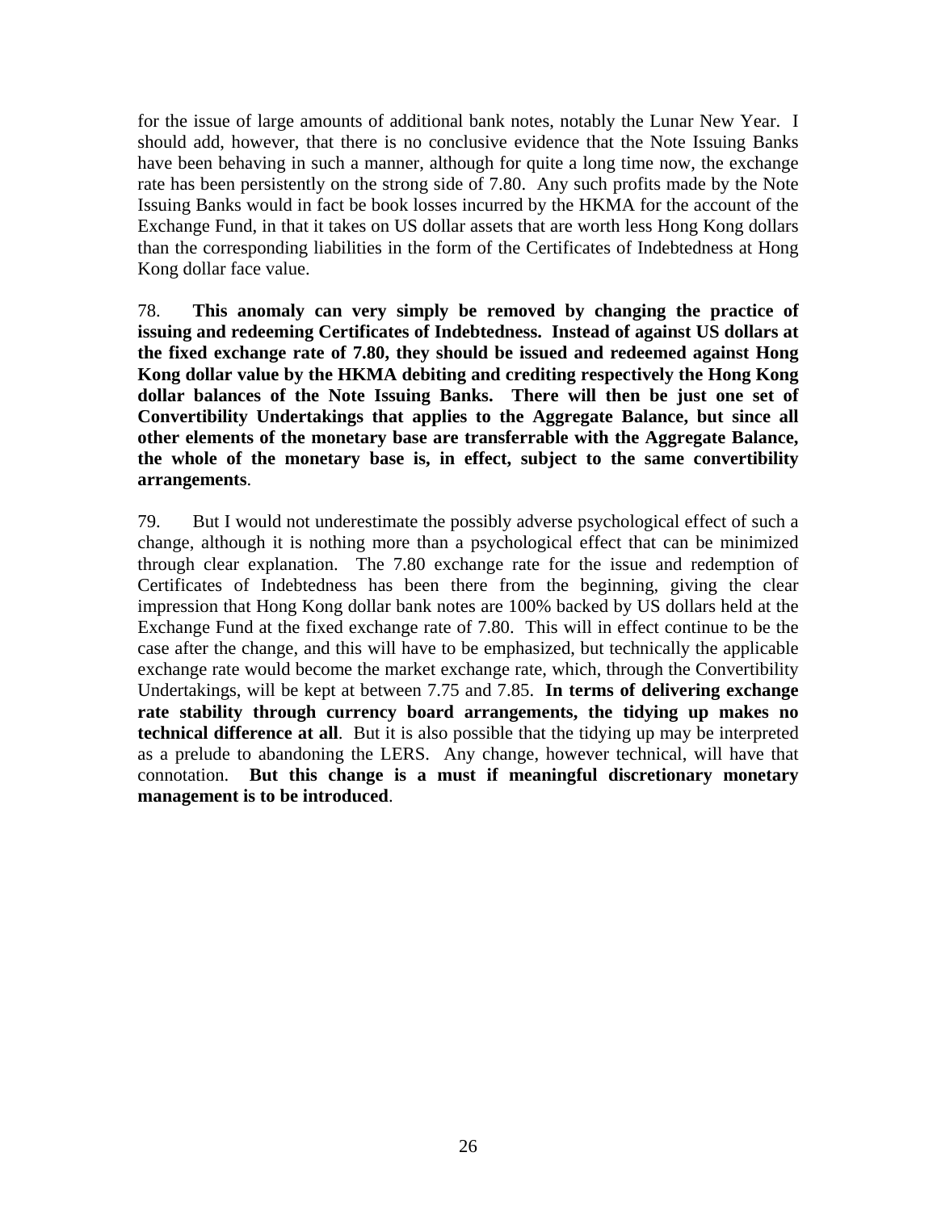for the issue of large amounts of additional bank notes, notably the Lunar New Year. I should add, however, that there is no conclusive evidence that the Note Issuing Banks have been behaving in such a manner, although for quite a long time now, the exchange rate has been persistently on the strong side of 7.80. Any such profits made by the Note Issuing Banks would in fact be book losses incurred by the HKMA for the account of the Exchange Fund, in that it takes on US dollar assets that are worth less Hong Kong dollars than the corresponding liabilities in the form of the Certificates of Indebtedness at Hong Kong dollar face value.

78. **This anomaly can very simply be removed by changing the practice of issuing and redeeming Certificates of Indebtedness. Instead of against US dollars at the fixed exchange rate of 7.80, they should be issued and redeemed against Hong Kong dollar value by the HKMA debiting and crediting respectively the Hong Kong dollar balances of the Note Issuing Banks. There will then be just one set of Convertibility Undertakings that applies to the Aggregate Balance, but since all other elements of the monetary base are transferrable with the Aggregate Balance, the whole of the monetary base is, in effect, subject to the same convertibility arrangements**.

79. But I would not underestimate the possibly adverse psychological effect of such a change, although it is nothing more than a psychological effect that can be minimized through clear explanation. The 7.80 exchange rate for the issue and redemption of Certificates of Indebtedness has been there from the beginning, giving the clear impression that Hong Kong dollar bank notes are 100% backed by US dollars held at the Exchange Fund at the fixed exchange rate of 7.80. This will in effect continue to be the case after the change, and this will have to be emphasized, but technically the applicable exchange rate would become the market exchange rate, which, through the Convertibility Undertakings, will be kept at between 7.75 and 7.85. **In terms of delivering exchange rate stability through currency board arrangements, the tidying up makes no technical difference at all**. But it is also possible that the tidying up may be interpreted as a prelude to abandoning the LERS. Any change, however technical, will have that connotation. **But this change is a must if meaningful discretionary monetary management is to be introduced**.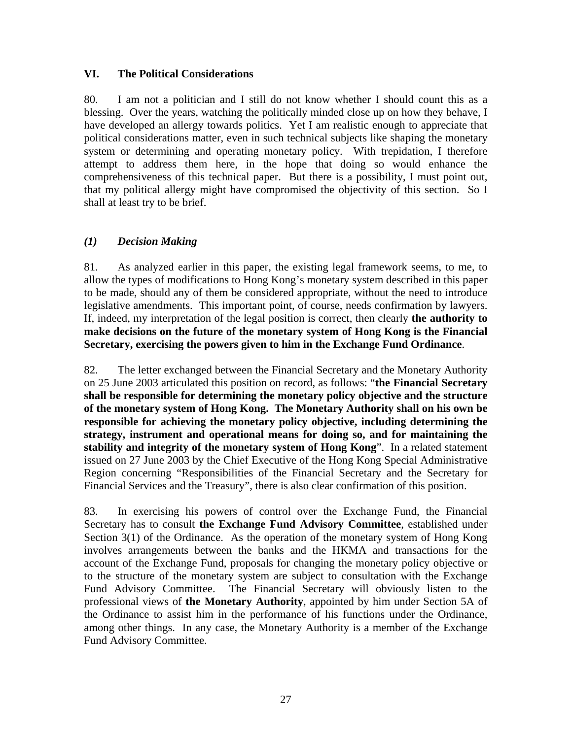## VI. The Political Considerations

80. I am not a politician and I still do not know whether I should count this as a blessing. Over the years, watching the politically minded close up on how they behave, I have developed an allergy towards politics. Yet I am realistic enough to appreciate that political considerations matter, even in such technical subjects like shaping the monetary system or determining and operating monetary policy. With trepidation, I therefore attempt to address them here, in the hope that doing so would enhance the comprehensiveness of this technical paper. But there is a possibility, I must point out, that my political allergy might have compromised the objectivity of this section. So I shall at least try to be brief.

### *(1) Decision Making*

81. As analyzed earlier in this paper, the existing legal framework seems, to me, to allow the types of modifications to Hong Kong's monetary system described in this paper to be made, should any of them be considered appropriate, without the need to introduce legislative amendments. This important point, of course, needs confirmation by lawyers. If, indeed, my interpretation of the legal position is correct, then clearly **the authority to make decisions on the future of the monetary system of Hong Kong is the Financial Secretary, exercising the powers given to him in the Exchange Fund Ordinance**.

82. The letter exchanged between the Financial Secretary and the Monetary Authority on 25 June 2003 articulated this position on record, as follows: "**the Financial Secretary shall be responsible for determining the monetary policy objective and the structure of the monetary system of Hong Kong. The Monetary Authority shall on his own be responsible for achieving the monetary policy objective, including determining the strategy, instrument and operational means for doing so, and for maintaining the stability and integrity of the monetary system of Hong Kong**". In a related statement issued on 27 June 2003 by the Chief Executive of the Hong Kong Special Administrative Region concerning "Responsibilities of the Financial Secretary and the Secretary for Financial Services and the Treasury", there is also clear confirmation of this position.

83. In exercising his powers of control over the Exchange Fund, the Financial Secretary has to consult **the Exchange Fund Advisory Committee**, established under Section 3(1) of the Ordinance. As the operation of the monetary system of Hong Kong involves arrangements between the banks and the HKMA and transactions for the account of the Exchange Fund, proposals for changing the monetary policy objective or to the structure of the monetary system are subject to consultation with the Exchange Fund Advisory Committee. The Financial Secretary will obviously listen to the professional views of **the Monetary Authority**, appointed by him under Section 5A of the Ordinance to assist him in the performance of his functions under the Ordinance, among other things. In any case, the Monetary Authority is a member of the Exchange Fund Advisory Committee.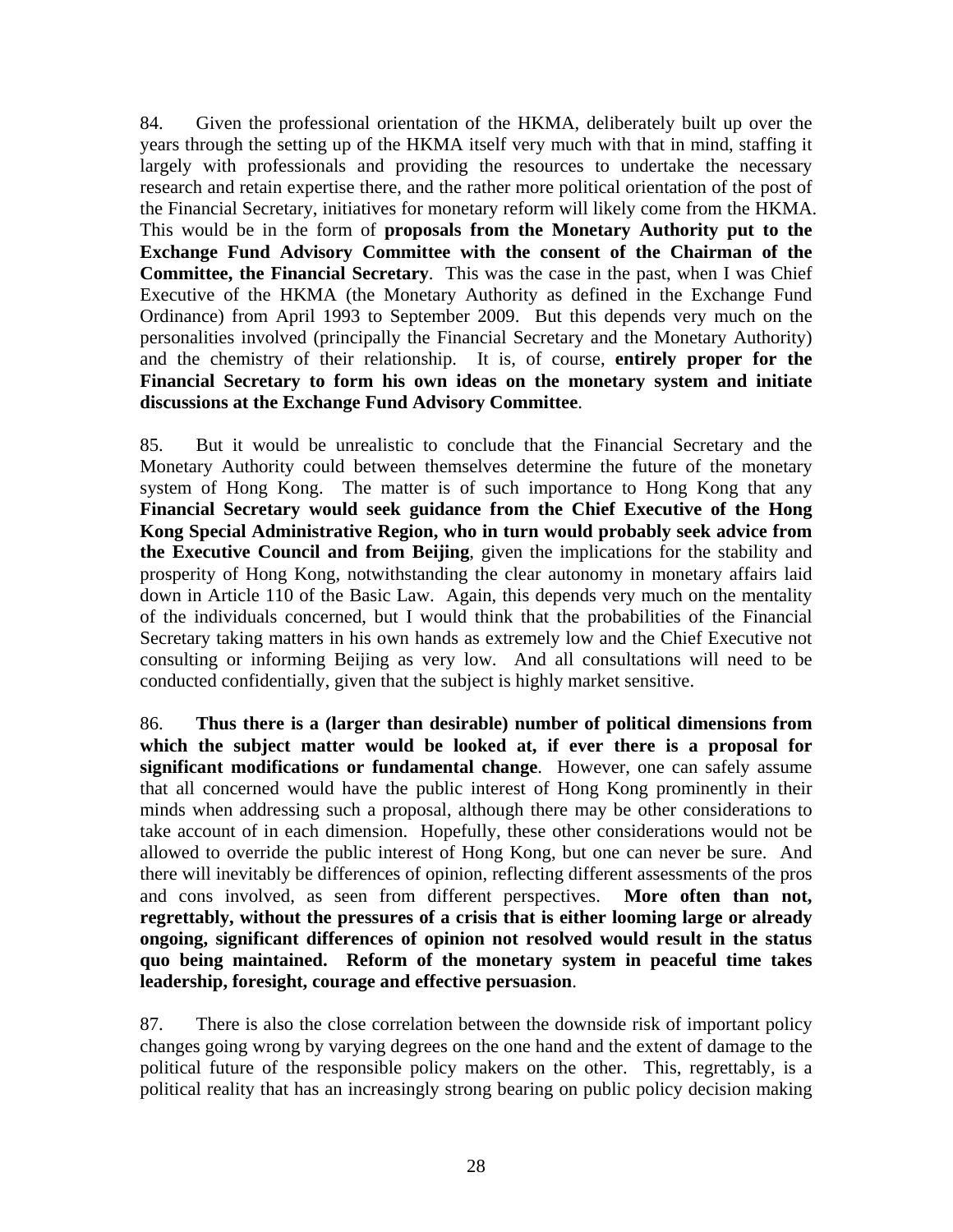84. Given the professional orientation of the HKMA, deliberately built up over the years through the setting up of the HKMA itself very much with that in mind, staffing it largely with professionals and providing the resources to undertake the necessary research and retain expertise there, and the rather more political orientation of the post of the Financial Secretary, initiatives for monetary reform will likely come from the HKMA. This would be in the form of **proposals from the Monetary Authority put to the Exchange Fund Advisory Committee with the consent of the Chairman of the Committee, the Financial Secretary**. This was the case in the past, when I was Chief Executive of the HKMA (the Monetary Authority as defined in the Exchange Fund Ordinance) from April 1993 to September 2009. But this depends very much on the personalities involved (principally the Financial Secretary and the Monetary Authority) and the chemistry of their relationship. It is, of course, **entirely proper for the Financial Secretary to form his own ideas on the monetary system and initiate discussions at the Exchange Fund Advisory Committee**.

85. But it would be unrealistic to conclude that the Financial Secretary and the Monetary Authority could between themselves determine the future of the monetary system of Hong Kong. The matter is of such importance to Hong Kong that any **Financial Secretary would seek guidance from the Chief Executive of the Hong Kong Special Administrative Region, who in turn would probably seek advice from the Executive Council and from Beijing**, given the implications for the stability and prosperity of Hong Kong, notwithstanding the clear autonomy in monetary affairs laid down in Article 110 of the Basic Law. Again, this depends very much on the mentality of the individuals concerned, but I would think that the probabilities of the Financial Secretary taking matters in his own hands as extremely low and the Chief Executive not consulting or informing Beijing as very low. And all consultations will need to be conducted confidentially, given that the subject is highly market sensitive.

86. **Thus there is a (larger than desirable) number of political dimensions from which the subject matter would be looked at, if ever there is a proposal for significant modifications or fundamental change**. However, one can safely assume that all concerned would have the public interest of Hong Kong prominently in their minds when addressing such a proposal, although there may be other considerations to take account of in each dimension. Hopefully, these other considerations would not be allowed to override the public interest of Hong Kong, but one can never be sure. And there will inevitably be differences of opinion, reflecting different assessments of the pros and cons involved, as seen from different perspectives. **More often than not, regrettably, without the pressures of a crisis that is either looming large or already ongoing, significant differences of opinion not resolved would result in the status quo being maintained. Reform of the monetary system in peaceful time takes leadership, foresight, courage and effective persuasion**.

87. There is also the close correlation between the downside risk of important policy changes going wrong by varying degrees on the one hand and the extent of damage to the political future of the responsible policy makers on the other. This, regrettably, is a political reality that has an increasingly strong bearing on public policy decision making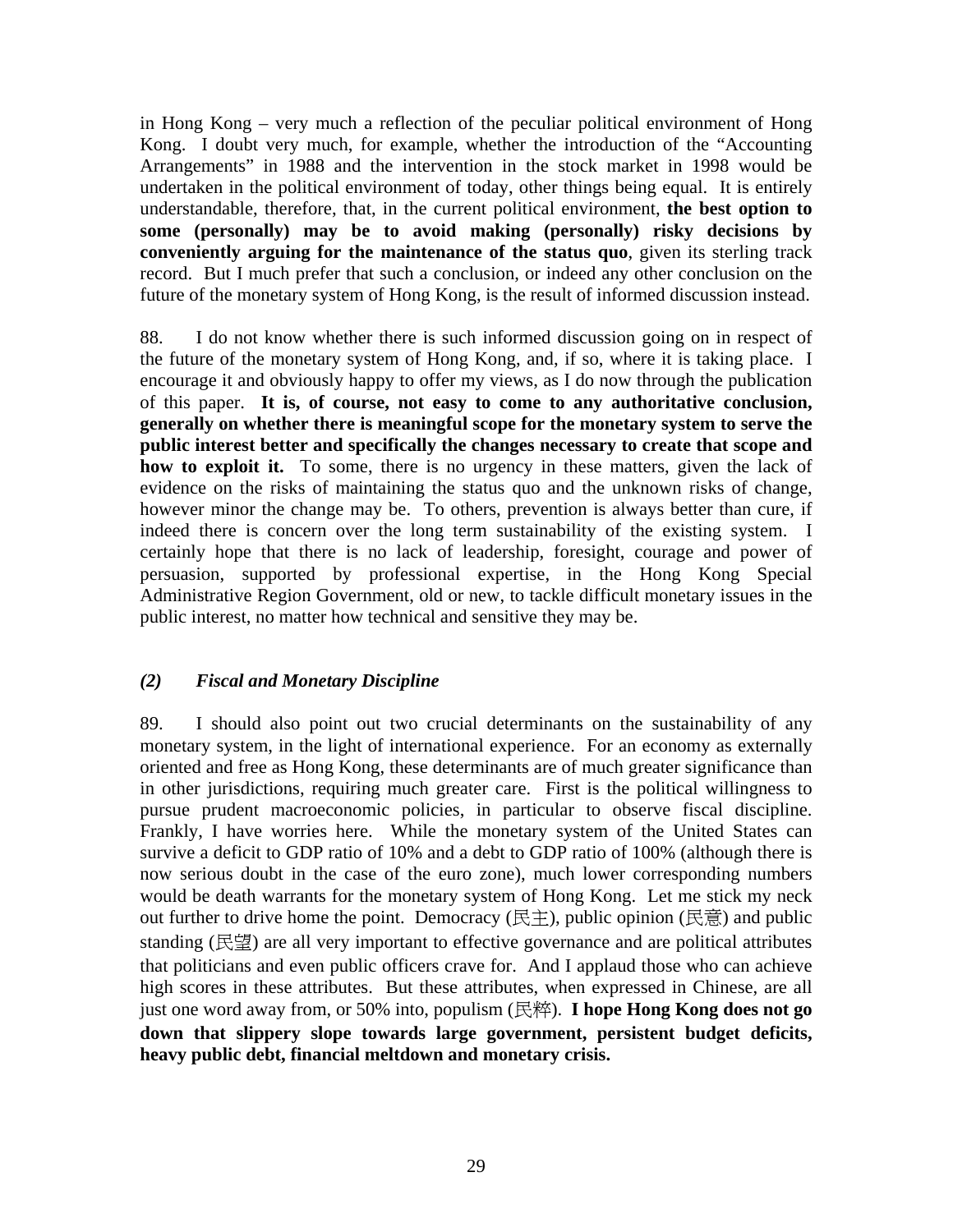in Hong Kong – very much a reflection of the peculiar political environment of Hong Kong. I doubt very much, for example, whether the introduction of the "Accounting Arrangements" in 1988 and the intervention in the stock market in 1998 would be undertaken in the political environment of today, other things being equal. It is entirely understandable, therefore, that, in the current political environment, **the best option to some (personally) may be to avoid making (personally) risky decisions by conveniently arguing for the maintenance of the status quo**, given its sterling track record. But I much prefer that such a conclusion, or indeed any other conclusion on the future of the monetary system of Hong Kong, is the result of informed discussion instead.

88. I do not know whether there is such informed discussion going on in respect of the future of the monetary system of Hong Kong, and, if so, where it is taking place. I encourage it and obviously happy to offer my views, as I do now through the publication of this paper. **It is, of course, not easy to come to any authoritative conclusion, generally on whether there is meaningful scope for the monetary system to serve the public interest better and specifically the changes necessary to create that scope and how to exploit it.** To some, there is no urgency in these matters, given the lack of evidence on the risks of maintaining the status quo and the unknown risks of change, however minor the change may be. To others, prevention is always better than cure, if indeed there is concern over the long term sustainability of the existing system. I certainly hope that there is no lack of leadership, foresight, courage and power of persuasion, supported by professional expertise, in the Hong Kong Special Administrative Region Government, old or new, to tackle difficult monetary issues in the public interest, no matter how technical and sensitive they may be.

### *(2) Fiscal and Monetary Discipline*

89. I should also point out two crucial determinants on the sustainability of any monetary system, in the light of international experience. For an economy as externally oriented and free as Hong Kong, these determinants are of much greater significance than in other jurisdictions, requiring much greater care. First is the political willingness to pursue prudent macroeconomic policies, in particular to observe fiscal discipline. Frankly, I have worries here. While the monetary system of the United States can survive a deficit to GDP ratio of 10% and a debt to GDP ratio of 100% (although there is now serious doubt in the case of the euro zone), much lower corresponding numbers would be death warrants for the monetary system of Hong Kong. Let me stick my neck out further to drive home the point. Democracy (民主), public opinion (民意) and public standing (民望) are all very important to effective governance and are political attributes that politicians and even public officers crave for. And I applaud those who can achieve high scores in these attributes. But these attributes, when expressed in Chinese, are all just one word away from, or 50% into, populism (民粹). **I hope Hong Kong does not go down that slippery slope towards large government, persistent budget deficits, heavy public debt, financial meltdown and monetary crisis.**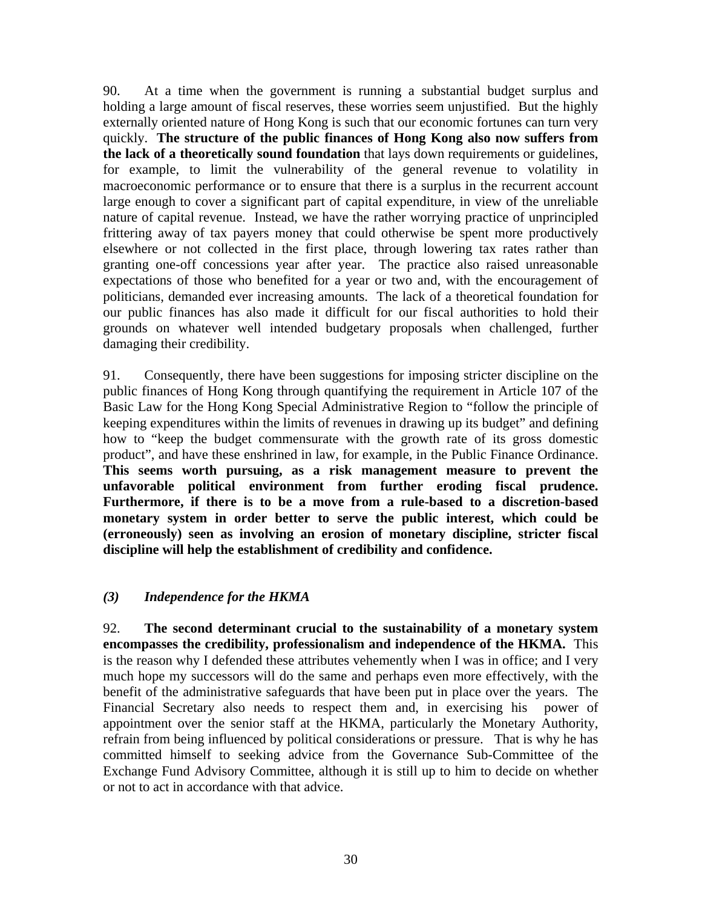90. At a time when the government is running a substantial budget surplus and holding a large amount of fiscal reserves, these worries seem unjustified. But the highly externally oriented nature of Hong Kong is such that our economic fortunes can turn very quickly. **The structure of the public finances of Hong Kong also now suffers from the lack of a theoretically sound foundation** that lays down requirements or guidelines, for example, to limit the vulnerability of the general revenue to volatility in macroeconomic performance or to ensure that there is a surplus in the recurrent account large enough to cover a significant part of capital expenditure, in view of the unreliable nature of capital revenue. Instead, we have the rather worrying practice of unprincipled frittering away of tax payers money that could otherwise be spent more productively elsewhere or not collected in the first place, through lowering tax rates rather than granting one-off concessions year after year. The practice also raised unreasonable expectations of those who benefited for a year or two and, with the encouragement of politicians, demanded ever increasing amounts. The lack of a theoretical foundation for our public finances has also made it difficult for our fiscal authorities to hold their grounds on whatever well intended budgetary proposals when challenged, further damaging their credibility.

91. Consequently, there have been suggestions for imposing stricter discipline on the public finances of Hong Kong through quantifying the requirement in Article 107 of the Basic Law for the Hong Kong Special Administrative Region to "follow the principle of keeping expenditures within the limits of revenues in drawing up its budget" and defining how to "keep the budget commensurate with the growth rate of its gross domestic product", and have these enshrined in law, for example, in the Public Finance Ordinance. **This seems worth pursuing, as a risk management measure to prevent the unfavorable political environment from further eroding fiscal prudence. Furthermore, if there is to be a move from a rule-based to a discretion-based monetary system in order better to serve the public interest, which could be (erroneously) seen as involving an erosion of monetary discipline, stricter fiscal discipline will help the establishment of credibility and confidence.**

### *(3) Independence for the HKMA*

92. **The second determinant crucial to the sustainability of a monetary system encompasses the credibility, professionalism and independence of the HKMA.** This is the reason why I defended these attributes vehemently when I was in office; and I very much hope my successors will do the same and perhaps even more effectively, with the benefit of the administrative safeguards that have been put in place over the years. The Financial Secretary also needs to respect them and, in exercising his power of appointment over the senior staff at the HKMA, particularly the Monetary Authority, refrain from being influenced by political considerations or pressure. That is why he has committed himself to seeking advice from the Governance Sub-Committee of the Exchange Fund Advisory Committee, although it is still up to him to decide on whether or not to act in accordance with that advice.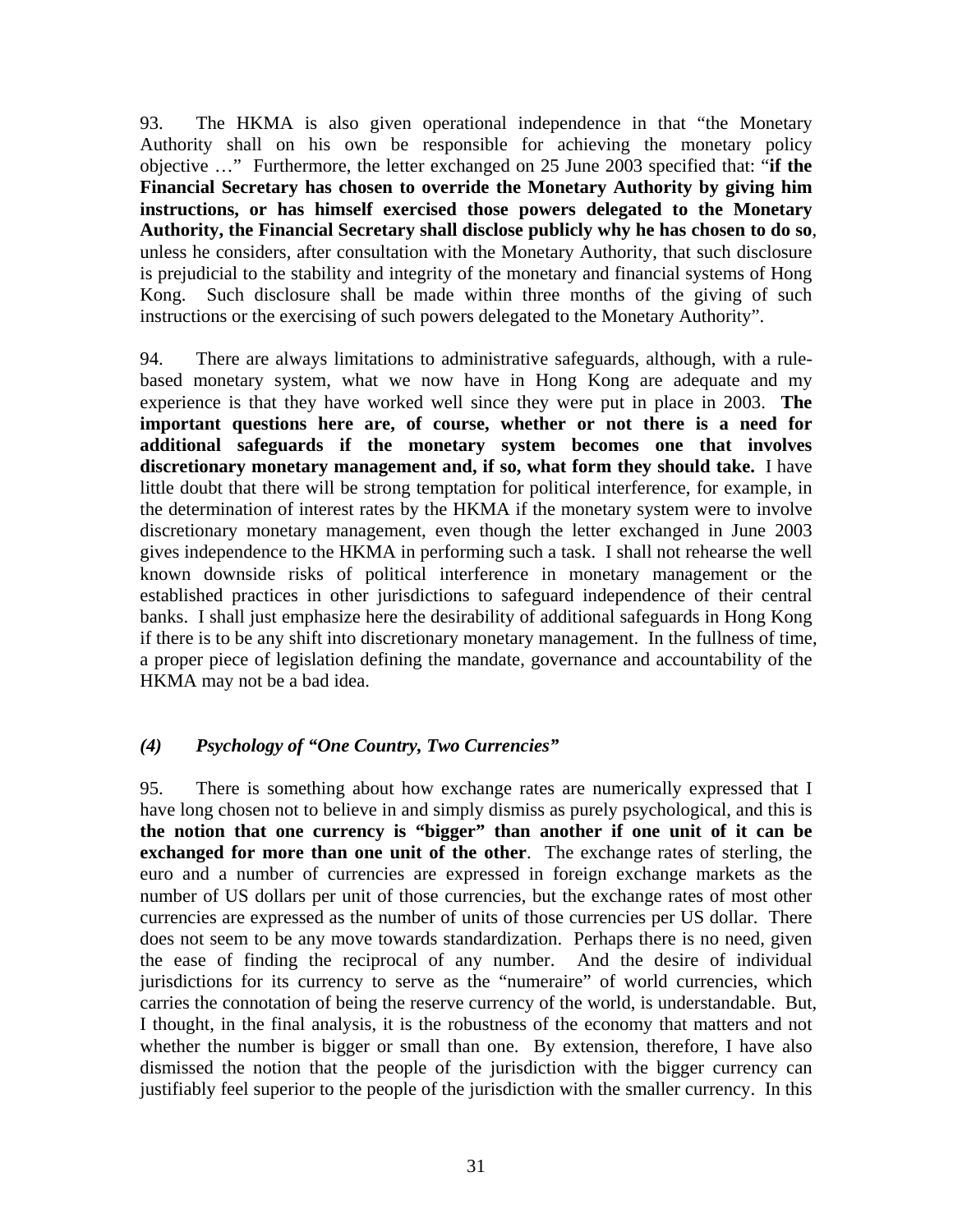93. The HKMA is also given operational independence in that "the Monetary Authority shall on his own be responsible for achieving the monetary policy objective …" Furthermore, the letter exchanged on 25 June 2003 specified that: "**if the Financial Secretary has chosen to override the Monetary Authority by giving him instructions, or has himself exercised those powers delegated to the Monetary Authority, the Financial Secretary shall disclose publicly why he has chosen to do so**, unless he considers, after consultation with the Monetary Authority, that such disclosure is prejudicial to the stability and integrity of the monetary and financial systems of Hong Kong. Such disclosure shall be made within three months of the giving of such instructions or the exercising of such powers delegated to the Monetary Authority".

94. There are always limitations to administrative safeguards, although, with a rule-based monetary system, what we now have in Hong Kong are adequate and my experience is that they have worked well since they were put in place in 2003. **The important questions here are, of course, whether or not there is a need for additional safeguards if the monetary system becomes one that involves discretionary monetary management and, if so, what form they should take.** I have little doubt that there will be strong temptation for political interference, for example, in the determination of interest rates by the HKMA if the monetary system were to involve discretionary monetary management, even though the letter exchanged in June 2003 gives independence to the HKMA in performing such a task. I shall not rehearse the well known downside risks of political interference in monetary management or the established practices in other jurisdictions to safeguard independence of their central banks. I shall just emphasize here the desirability of additional safeguards in Hong Kong if there is to be any shift into discretionary monetary management. In the fullness of time, a proper piece of legislation defining the mandate, governance and accountability of the HKMA may not be a bad idea.

### *(4) Psychology of "One Country, Two Currencies"*

95. There is something about how exchange rates are numerically expressed that I have long chosen not to believe in and simply dismiss as purely psychological, and this is **the notion that one currency is "bigger" than another if one unit of it can be exchanged for more than one unit of the other**. The exchange rates of sterling, the euro and a number of currencies are expressed in foreign exchange markets as the number of US dollars per unit of those currencies, but the exchange rates of most other currencies are expressed as the number of units of those currencies per US dollar. There does not seem to be any move towards standardization. Perhaps there is no need, given the ease of finding the reciprocal of any number. And the desire of individual jurisdictions for its currency to serve as the "numeraire" of world currencies, which carries the connotation of being the reserve currency of the world, is understandable. But, I thought, in the final analysis, it is the robustness of the economy that matters and not whether the number is bigger or small than one. By extension, therefore, I have also dismissed the notion that the people of the jurisdiction with the bigger currency can justifiably feel superior to the people of the jurisdiction with the smaller currency. In this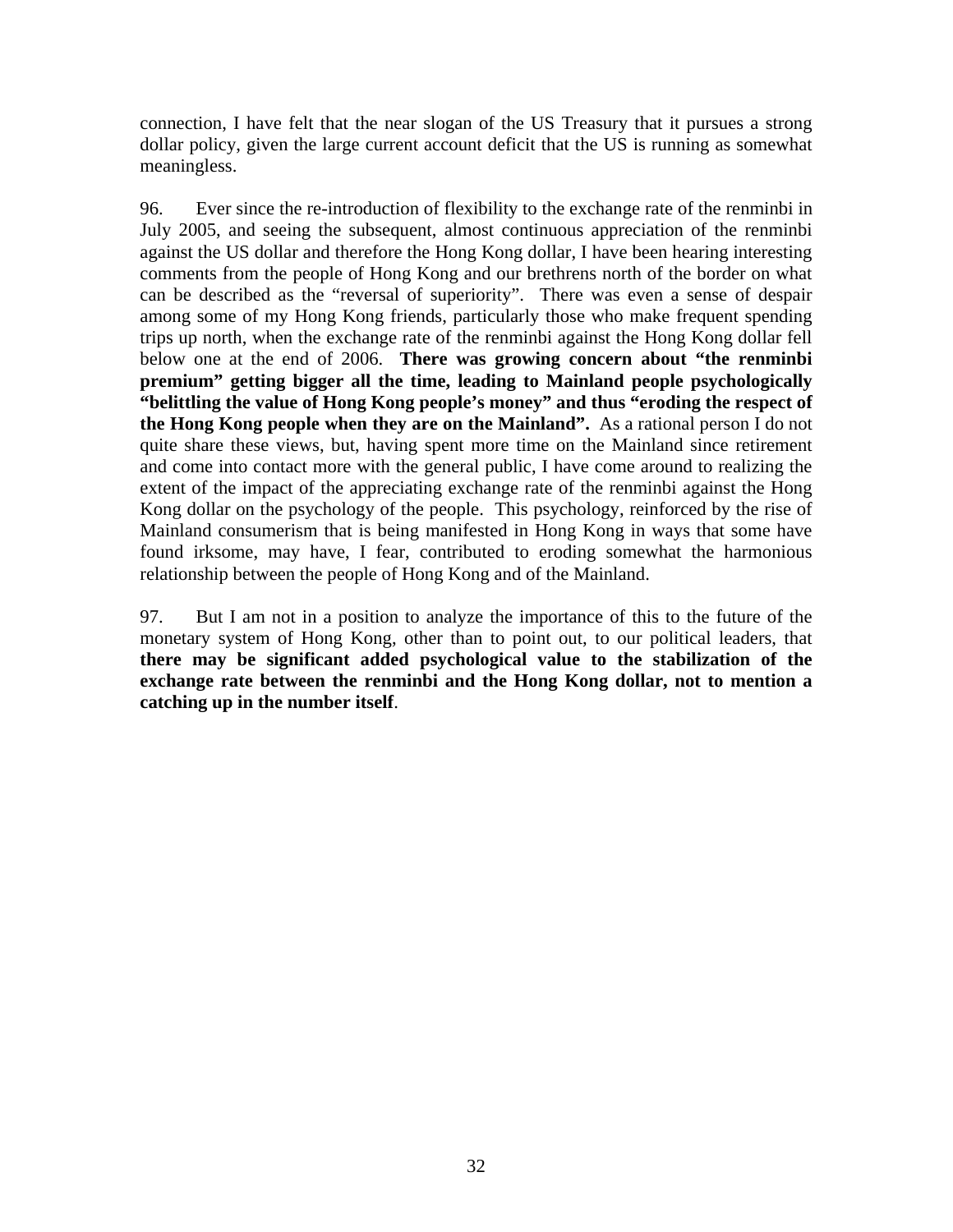connection, I have felt that the near slogan of the US Treasury that it pursues a strong dollar policy, given the large current account deficit that the US is running as somewhat meaningless.

96. Ever since the re-introduction of flexibility to the exchange rate of the renminbi in July 2005, and seeing the subsequent, almost continuous appreciation of the renminbi against the US dollar and therefore the Hong Kong dollar, I have been hearing interesting comments from the people of Hong Kong and our brethrens north of the border on what can be described as the "reversal of superiority". There was even a sense of despair among some of my Hong Kong friends, particularly those who make frequent spending trips up north, when the exchange rate of the renminbi against the Hong Kong dollar fell below one at the end of 2006. **There was growing concern about "the renminbi premium" getting bigger all the time, leading to Mainland people psychologically "belittling the value of Hong Kong people's money" and thus "eroding the respect of the Hong Kong people when they are on the Mainland".** As a rational person I do not quite share these views, but, having spent more time on the Mainland since retirement and come into contact more with the general public, I have come around to realizing the extent of the impact of the appreciating exchange rate of the renminbi against the Hong Kong dollar on the psychology of the people. This psychology, reinforced by the rise of Mainland consumerism that is being manifested in Hong Kong in ways that some have found irksome, may have, I fear, contributed to eroding somewhat the harmonious relationship between the people of Hong Kong and of the Mainland.

97. But I am not in a position to analyze the importance of this to the future of the monetary system of Hong Kong, other than to point out, to our political leaders, that **there may be significant added psychological value to the stabilization of the exchange rate between the renminbi and the Hong Kong dollar, not to mention a catching up in the number itself**.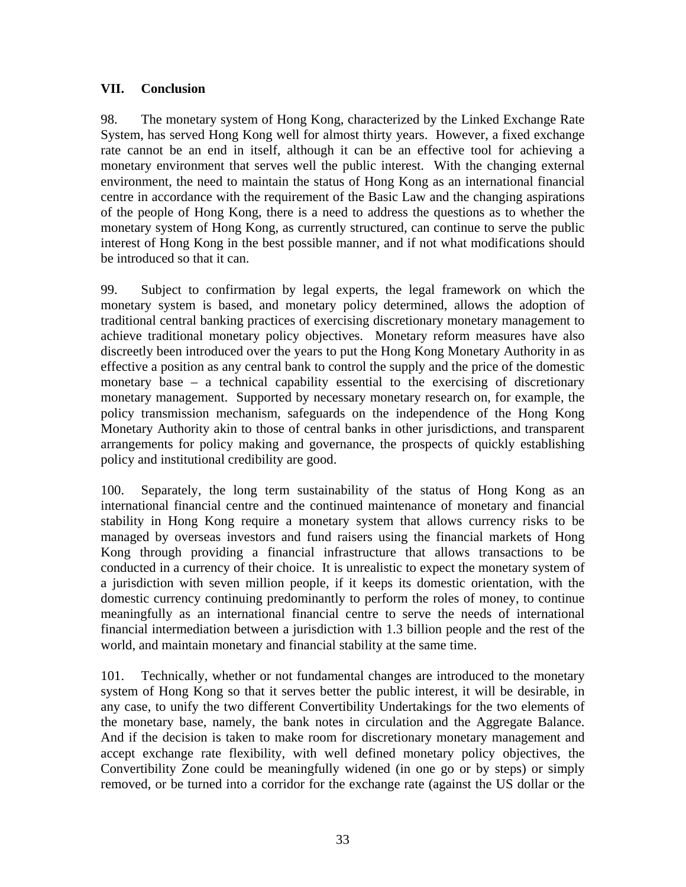## VII. Conclusion

98. The monetary system of Hong Kong, characterized by the Linked Exchange Rate System, has served Hong Kong well for almost thirty years. However, a fixed exchange rate cannot be an end in itself, although it can be an effective tool for achieving a monetary environment that serves well the public interest. With the changing external environment, the need to maintain the status of Hong Kong as an international financial centre in accordance with the requirement of the Basic Law and the changing aspirations of the people of Hong Kong, there is a need to address the questions as to whether the monetary system of Hong Kong, as currently structured, can continue to serve the public interest of Hong Kong in the best possible manner, and if not what modifications should be introduced so that it can.

99. Subject to confirmation by legal experts, the legal framework on which the monetary system is based, and monetary policy determined, allows the adoption of traditional central banking practices of exercising discretionary monetary management to achieve traditional monetary policy objectives. Monetary reform measures have also discreetly been introduced over the years to put the Hong Kong Monetary Authority in as effective a position as any central bank to control the supply and the price of the domestic monetary base – a technical capability essential to the exercising of discretionary monetary management. Supported by necessary monetary research on, for example, the policy transmission mechanism, safeguards on the independence of the Hong Kong Monetary Authority akin to those of central banks in other jurisdictions, and transparent arrangements for policy making and governance, the prospects of quickly establishing policy and institutional credibility are good.

100. Separately, the long term sustainability of the status of Hong Kong as an international financial centre and the continued maintenance of monetary and financial stability in Hong Kong require a monetary system that allows currency risks to be managed by overseas investors and fund raisers using the financial markets of Hong Kong through providing a financial infrastructure that allows transactions to be conducted in a currency of their choice. It is unrealistic to expect the monetary system of a jurisdiction with seven million people, if it keeps its domestic orientation, with the domestic currency continuing predominantly to perform the roles of money, to continue meaningfully as an international financial centre to serve the needs of international financial intermediation between a jurisdiction with 1.3 billion people and the rest of the world, and maintain monetary and financial stability at the same time.

101. Technically, whether or not fundamental changes are introduced to the monetary system of Hong Kong so that it serves better the public interest, it will be desirable, in any case, to unify the two different Convertibility Undertakings for the two elements of the monetary base, namely, the bank notes in circulation and the Aggregate Balance. And if the decision is taken to make room for discretionary monetary management and accept exchange rate flexibility, with well defined monetary policy objectives, the Convertibility Zone could be meaningfully widened (in one go or by steps) or simply removed, or be turned into a corridor for the exchange rate (against the US dollar or the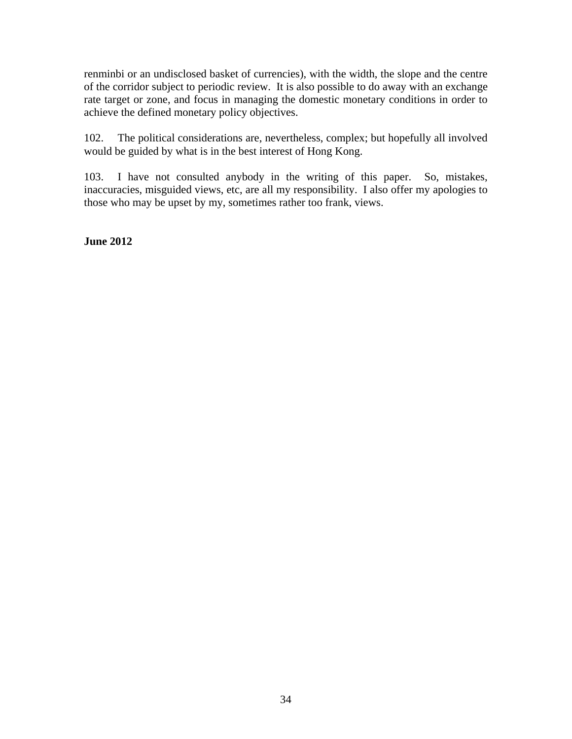renminbi or an undisclosed basket of currencies), with the width, the slope and the centre of the corridor subject to periodic review. It is also possible to do away with an exchange rate target or zone, and focus in managing the domestic monetary conditions in order to achieve the defined monetary policy objectives.

102. The political considerations are, nevertheless, complex; but hopefully all involved would be guided by what is in the best interest of Hong Kong.

103. I have not consulted anybody in the writing of this paper. So, mistakes, inaccuracies, misguided views, etc, are all my responsibility. I also offer my apologies to those who may be upset by my, sometimes rather too frank, views.

**June 2012**